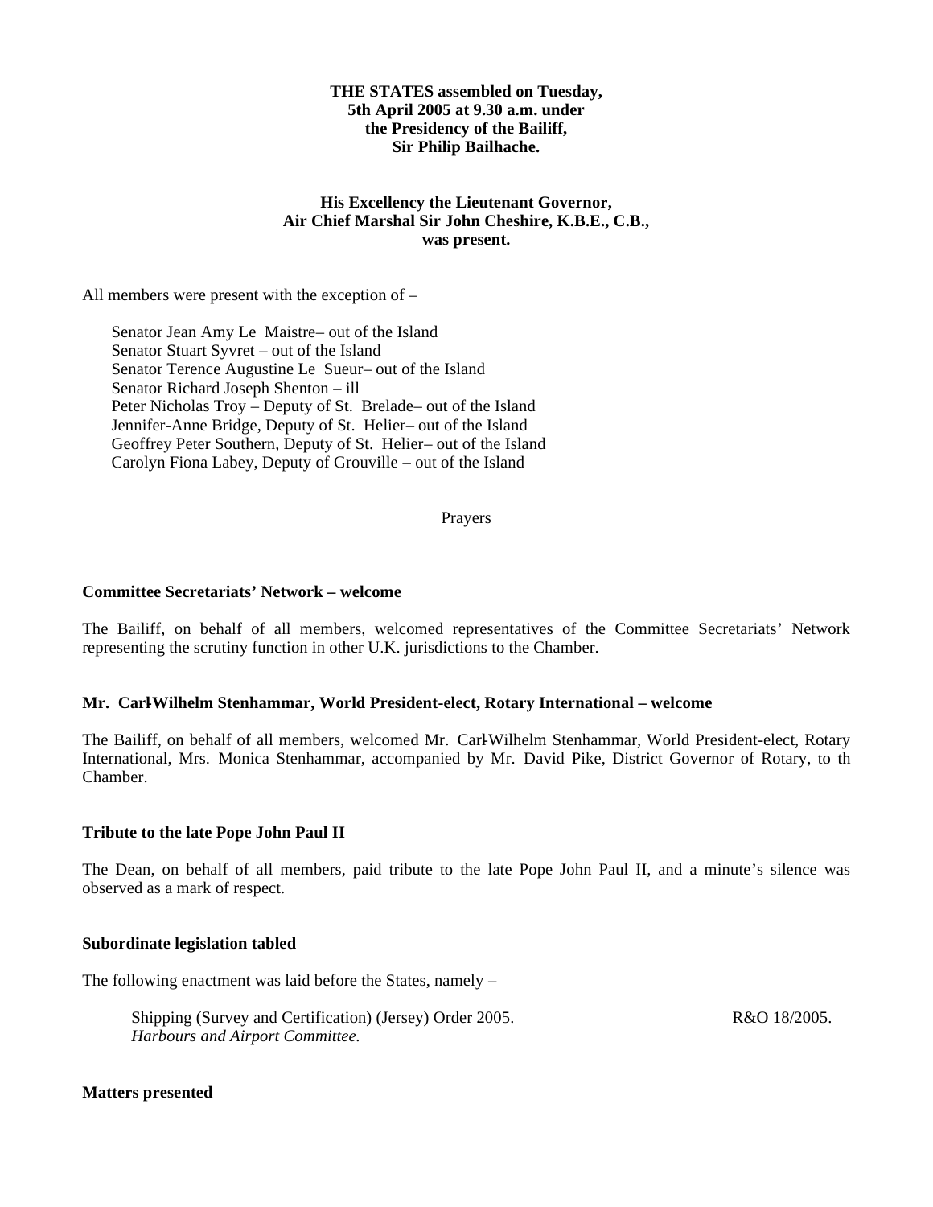**THE STATES assembled on Tuesday, 5th April 2005 at 9.30 a.m. under the Presidency of the Bailiff, Sir Philip Bailhache.**

**His Excellency the Lieutenant Governor, Air Chief Marshal Sir John Cheshire, K.B.E., C.B., was present.**

All members were present with the exception of –

Senator Jean Amy Le Maistre – out of the Island
Senator Stuart Syvret – out of the Island
Senator Terence Augustine Le Sueur – out of the Island
Senator Richard Joseph Shenton – ill
Peter Nicholas Troy – Deputy of St. Brelade – out of the Island
Jennifer-Anne Bridge, Deputy of St. Helier – out of the Island
Geoffrey Peter Southern, Deputy of St. Helier – out of the Island
Carolyn Fiona Labey, Deputy of Grouville – out of the Island

Prayers

**Committee Secretariats' Network – welcome**

The Bailiff, on behalf of all members, welcomed representatives of the Committee Secretariats' Network representing the scrutiny function in other U.K. jurisdictions to the Chamber.

**Mr. Carl-Wilhelm Stenhammar, World President-elect, Rotary International – welcome**

The Bailiff, on behalf of all members, welcomed Mr. Carl-Wilhelm Stenhammar, World President-elect, Rotary International, Mrs. Monica Stenhammar, accompanied by Mr. David Pike, District Governor of Rotary, to th Chamber.

**Tribute to the late Pope John Paul II**

The Dean, on behalf of all members, paid tribute to the late Pope John Paul II, and a minute's silence was observed as a mark of respect.

**Subordinate legislation tabled**

The following enactment was laid before the States, namely –

Shipping (Survey and Certification) (Jersey) Order 2005. R&O 18/2005.
*Harbours and Airport Committee.*

**Matters presented**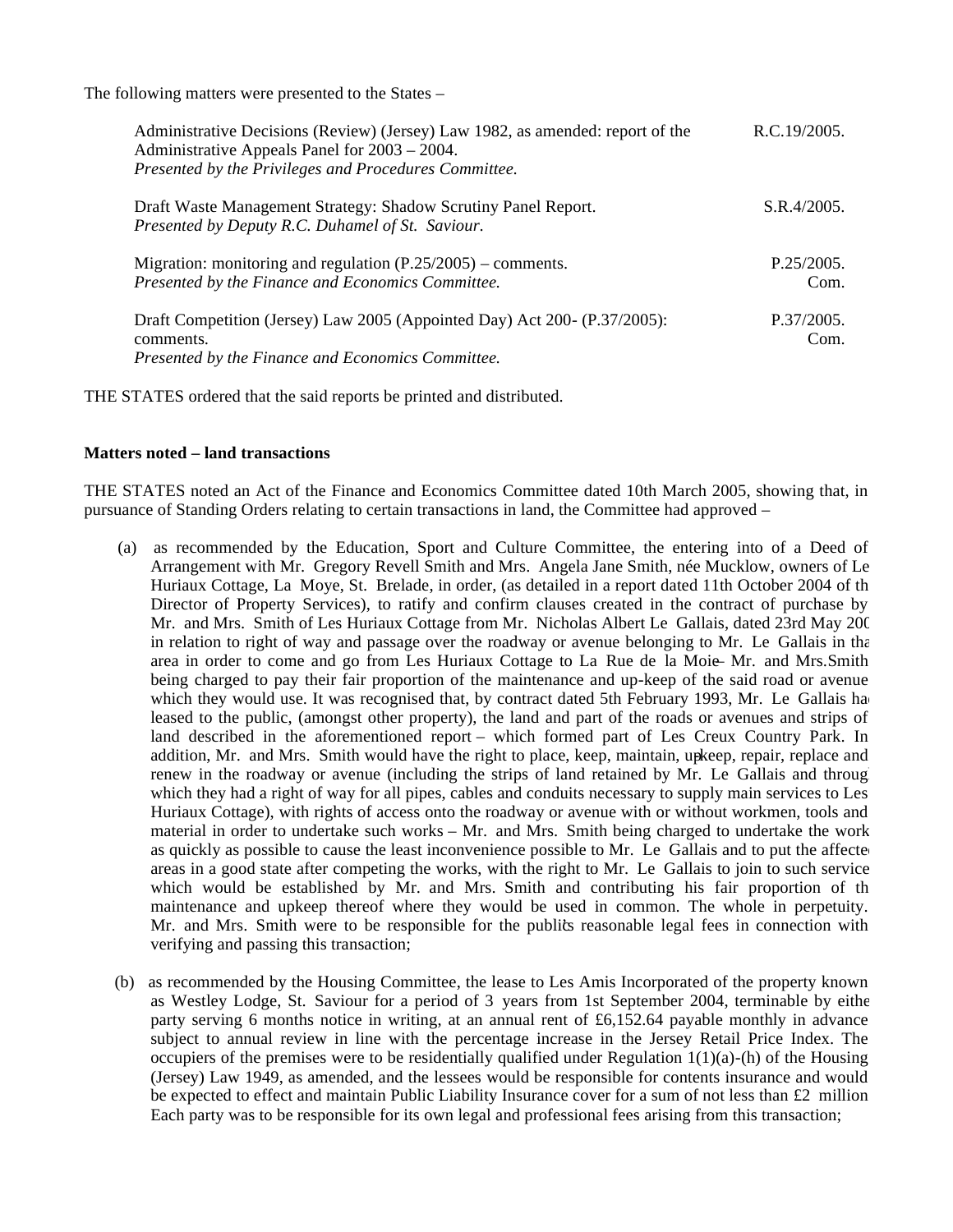The following matters were presented to the States –

| | |
|---|---|
| Administrative Decisions (Review) (Jersey) Law 1982, as amended: report of the Administrative Appeals Panel for 2003 – 2004.<br>*Presented by the Privileges and Procedures Committee.* | R.C.19/2005. |
| Draft Waste Management Strategy: Shadow Scrutiny Panel Report.<br>*Presented by Deputy R.C. Duhamel of St. Saviour.* | S.R.4/2005. |
| Migration: monitoring and regulation (P.25/2005) – comments.<br>*Presented by the Finance and Economics Committee.* | P.25/2005. Com. |
| Draft Competition (Jersey) Law 2005 (Appointed Day) Act 200- (P.37/2005): comments.<br>*Presented by the Finance and Economics Committee.* | P.37/2005. Com. |

THE STATES ordered that the said reports be printed and distributed.

**Matters noted – land transactions**

THE STATES noted an Act of the Finance and Economics Committee dated 10th March 2005, showing that, in pursuance of Standing Orders relating to certain transactions in land, the Committee had approved –

(a) as recommended by the Education, Sport and Culture Committee, the entering into of a Deed of Arrangement with Mr. Gregory Revell Smith and Mrs. Angela Jane Smith, née Mucklow, owners of Les Huriaux Cottage, La Moye, St. Brelade, in order, (as detailed in a report dated 11th October 2004 of the Director of Property Services), to ratify and confirm clauses created in the contract of purchase by Mr. and Mrs. Smith of Les Huriaux Cottage from Mr. Nicholas Albert Le Gallais, dated 23rd May 200 in relation to right of way and passage over the roadway or avenue belonging to Mr. Le Gallais in that area in order to come and go from Les Huriaux Cottage to La Rue de la Moie – Mr. and Mrs. Smith being charged to pay their fair proportion of the maintenance and up-keep of the said road or avenue which they would use. It was recognised that, by contract dated 5th February 1993, Mr. Le Gallais had leased to the public, (amongst other property), the land and part of the roads or avenues and strips of land described in the aforementioned report – which formed part of Les Creux Country Park. In addition, Mr. and Mrs. Smith would have the right to place, keep, maintain, upkeep, repair, replace and renew in the roadway or avenue (including the strips of land retained by Mr. Le Gallais and through which they had a right of way for all pipes, cables and conduits necessary to supply main services to Les Huriaux Cottage), with rights of access onto the roadway or avenue with or without workmen, tools and material in order to undertake such works – Mr. and Mrs. Smith being charged to undertake the work as quickly as possible to cause the least inconvenience possible to Mr. Le Gallais and to put the affected areas in a good state after competing the works, with the right to Mr. Le Gallais to join to such services which would be established by Mr. and Mrs. Smith and contributing his fair proportion of the maintenance and upkeep thereof where they would be used in common. The whole in perpetuity. Mr. and Mrs. Smith were to be responsible for the public's reasonable legal fees in connection with verifying and passing this transaction;

(b) as recommended by the Housing Committee, the lease to Les Amis Incorporated of the property known as Westley Lodge, St. Saviour for a period of 3 years from 1st September 2004, terminable by either party serving 6 months notice in writing, at an annual rent of £6,152.64 payable monthly in advance subject to annual review in line with the percentage increase in the Jersey Retail Price Index. The occupiers of the premises were to be residentially qualified under Regulation 1(1)(a)-(h) of the Housing (Jersey) Law 1949, as amended, and the lessees would be responsible for contents insurance and would be expected to effect and maintain Public Liability Insurance cover for a sum of not less than £2 million. Each party was to be responsible for its own legal and professional fees arising from this transaction;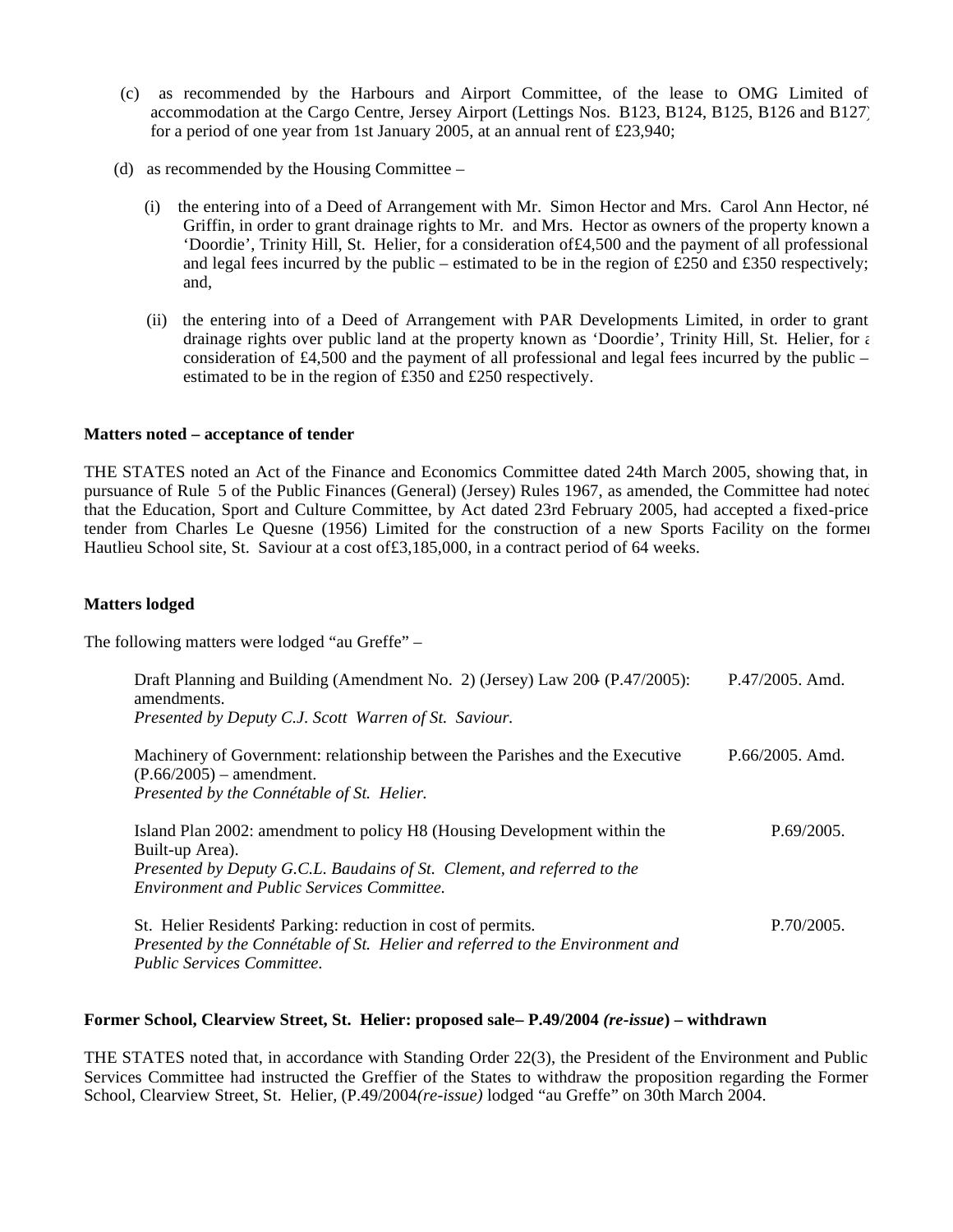(c) as recommended by the Harbours and Airport Committee, of the lease to OMG Limited of accommodation at the Cargo Centre, Jersey Airport (Lettings Nos. B123, B124, B125, B126 and B127) for a period of one year from 1st January 2005, at an annual rent of £23,940;

(d) as recommended by the Housing Committee –

(i) the entering into of a Deed of Arrangement with Mr. Simon Hector and Mrs. Carol Ann Hector, née Griffin, in order to grant drainage rights to Mr. and Mrs. Hector as owners of the property known as 'Doordie', Trinity Hill, St. Helier, for a consideration of £4,500 and the payment of all professional and legal fees incurred by the public – estimated to be in the region of £250 and £350 respectively; and,

(ii) the entering into of a Deed of Arrangement with PAR Developments Limited, in order to grant drainage rights over public land at the property known as 'Doordie', Trinity Hill, St. Helier, for a consideration of £4,500 and the payment of all professional and legal fees incurred by the public – estimated to be in the region of £350 and £250 respectively.

**Matters noted – acceptance of tender**

THE STATES noted an Act of the Finance and Economics Committee dated 24th March 2005, showing that, in pursuance of Rule 5 of the Public Finances (General) (Jersey) Rules 1967, as amended, the Committee had noted that the Education, Sport and Culture Committee, by Act dated 23rd February 2005, had accepted a fixed-price tender from Charles Le Quesne (1956) Limited for the construction of a new Sports Facility on the former Hautlieu School site, St. Saviour at a cost of £3,185,000, in a contract period of 64 weeks.

**Matters lodged**

The following matters were lodged "au Greffe" –

| | |
|---|---|
| Draft Planning and Building (Amendment No. 2) (Jersey) Law 200- (P.47/2005): amendments.<br>*Presented by Deputy C.J. Scott Warren of St. Saviour.* | P.47/2005. Amd. |
| Machinery of Government: relationship between the Parishes and the Executive (P.66/2005) – amendment.<br>*Presented by the Connétable of St. Helier.* | P.66/2005. Amd. |
| Island Plan 2002: amendment to policy H8 (Housing Development within the Built-up Area).<br>*Presented by Deputy G.C.L. Baudains of St. Clement, and referred to the Environment and Public Services Committee.* | P.69/2005. |
| St. Helier Residents' Parking: reduction in cost of permits.<br>*Presented by the Connétable of St. Helier and referred to the Environment and Public Services Committee.* | P.70/2005. |

**Former School, Clearview Street, St. Helier: proposed sale – P.49/2004 *(re-issue)* – withdrawn**

THE STATES noted that, in accordance with Standing Order 22(3), the President of the Environment and Public Services Committee had instructed the Greffier of the States to withdraw the proposition regarding the Former School, Clearview Street, St. Helier, (P.49/2004 *(re-issue)*) lodged "au Greffe" on 30th March 2004.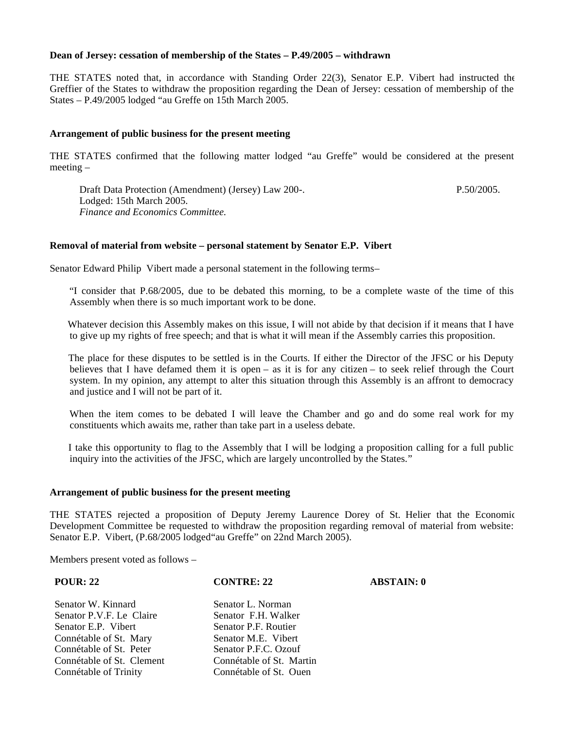**Dean of Jersey: cessation of membership of the States – P.49/2005 – withdrawn**

THE STATES noted that, in accordance with Standing Order 22(3), Senator E.P. Vibert had instructed the Greffier of the States to withdraw the proposition regarding the Dean of Jersey: cessation of membership of the States – P.49/2005 lodged "au Greffe on 15th March 2005.

**Arrangement of public business for the present meeting**

THE STATES confirmed that the following matter lodged "au Greffe" would be considered at the present meeting –

> Draft Data Protection (Amendment) (Jersey) Law 200-. P.50/2005.
> Lodged: 15th March 2005.
> *Finance and Economics Committee.*

**Removal of material from website – personal statement by Senator E.P. Vibert**

Senator Edward Philip Vibert made a personal statement in the following terms–

> "I consider that P.68/2005, due to be debated this morning, to be a complete waste of the time of this Assembly when there is so much important work to be done.
>
> Whatever decision this Assembly makes on this issue, I will not abide by that decision if it means that I have to give up my rights of free speech; and that is what it will mean if the Assembly carries this proposition.
>
> The place for these disputes to be settled is in the Courts. If either the Director of the JFSC or his Deputy believes that I have defamed them it is open – as it is for any citizen – to seek relief through the Court system. In my opinion, any attempt to alter this situation through this Assembly is an affront to democracy and justice and I will not be part of it.
>
> When the item comes to be debated I will leave the Chamber and go and do some real work for my constituents which awaits me, rather than take part in a useless debate.
>
> I take this opportunity to flag to the Assembly that I will be lodging a proposition calling for a full public inquiry into the activities of the JFSC, which are largely uncontrolled by the States."

**Arrangement of public business for the present meeting**

THE STATES rejected a proposition of Deputy Jeremy Laurence Dorey of St. Helier that the Economic Development Committee be requested to withdraw the proposition regarding removal of material from website: Senator E.P. Vibert, (P.68/2005 lodged"au Greffe" on 22nd March 2005).

Members present voted as follows –

| POUR: 22 | CONTRE: 22 | ABSTAIN: 0 |
|---|---|---|
| Senator W. Kinnard | Senator L. Norman | |
| Senator P.V.F. Le Claire | Senator F.H. Walker | |
| Senator E.P. Vibert | Senator P.F. Routier | |
| Connétable of St. Mary | Senator M.E. Vibert | |
| Connétable of St. Peter | Senator P.F.C. Ozouf | |
| Connétable of St. Clement | Connétable of St. Martin | |
| Connétable of Trinity | Connétable of St. Ouen | |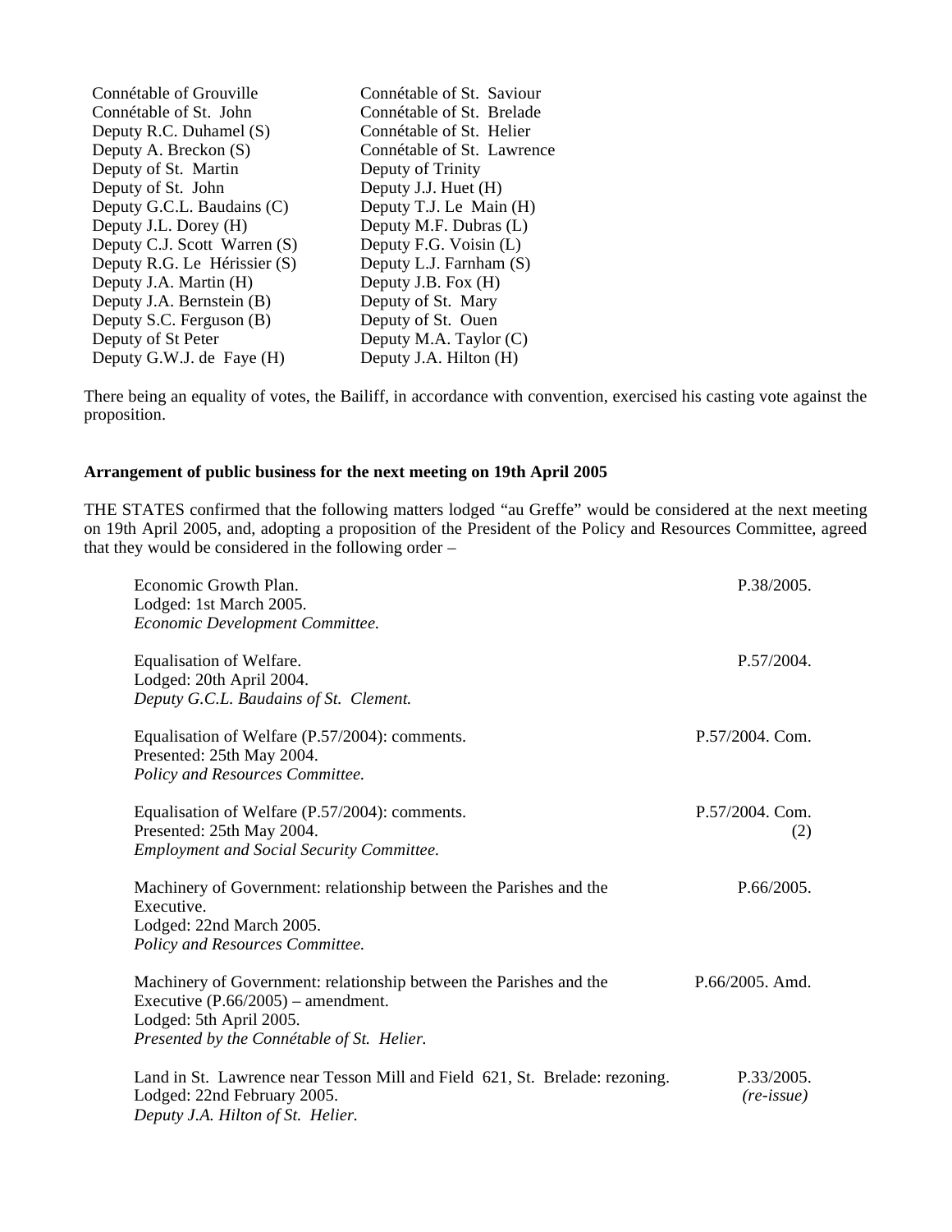| | |
|---|---|
| Connétable of Grouville | Connétable of St. Saviour |
| Connétable of St. John | Connétable of St. Brelade |
| Deputy R.C. Duhamel (S) | Connétable of St. Helier |
| Deputy A. Breckon (S) | Connétable of St. Lawrence |
| Deputy of St. Martin | Deputy of Trinity |
| Deputy of St. John | Deputy J.J. Huet (H) |
| Deputy G.C.L. Baudains (C) | Deputy T.J. Le Main (H) |
| Deputy J.L. Dorey (H) | Deputy M.F. Dubras (L) |
| Deputy C.J. Scott Warren (S) | Deputy F.G. Voisin (L) |
| Deputy R.G. Le Hérissier (S) | Deputy L.J. Farnham (S) |
| Deputy J.A. Martin (H) | Deputy J.B. Fox (H) |
| Deputy J.A. Bernstein (B) | Deputy of St. Mary |
| Deputy S.C. Ferguson (B) | Deputy of St. Ouen |
| Deputy of St Peter | Deputy M.A. Taylor (C) |
| Deputy G.W.J. de Faye (H) | Deputy J.A. Hilton (H) |

There being an equality of votes, the Bailiff, in accordance with convention, exercised his casting vote against the proposition.

**Arrangement of public business for the next meeting on 19th April 2005**

THE STATES confirmed that the following matters lodged "au Greffe" would be considered at the next meeting on 19th April 2005, and, adopting a proposition of the President of the Policy and Resources Committee, agreed that they would be considered in the following order –

| | |
|---|---|
| Economic Growth Plan.<br>Lodged: 1st March 2005.<br>*Economic Development Committee.* | P.38/2005. |
| Equalisation of Welfare.<br>Lodged: 20th April 2004.<br>*Deputy G.C.L. Baudains of St. Clement.* | P.57/2004. |
| Equalisation of Welfare (P.57/2004): comments.<br>Presented: 25th May 2004.<br>*Policy and Resources Committee.* | P.57/2004. Com. |
| Equalisation of Welfare (P.57/2004): comments.<br>Presented: 25th May 2004.<br>*Employment and Social Security Committee.* | P.57/2004. Com. (2) |
| Machinery of Government: relationship between the Parishes and the Executive.<br>Lodged: 22nd March 2005.<br>*Policy and Resources Committee.* | P.66/2005. |
| Machinery of Government: relationship between the Parishes and the Executive (P.66/2005) – amendment.<br>Lodged: 5th April 2005.<br>*Presented by the Connétable of St. Helier.* | P.66/2005. Amd. |
| Land in St. Lawrence near Tesson Mill and Field 621, St. Brelade: rezoning.<br>Lodged: 22nd February 2005.<br>*Deputy J.A. Hilton of St. Helier.* | P.33/2005. *(re-issue)* |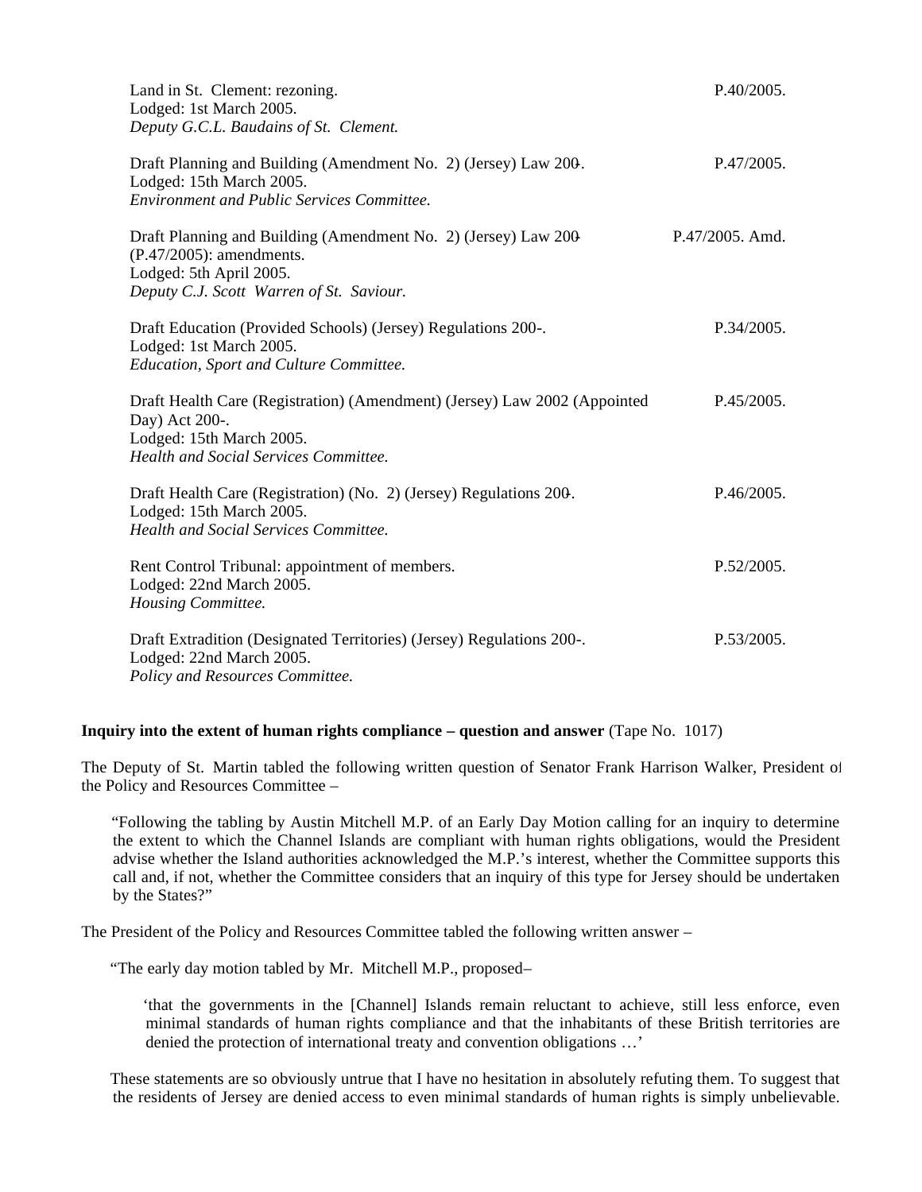Land in St. Clement: rezoning. P.40/2005.
Lodged: 1st March 2005.
*Deputy G.C.L. Baudains of St. Clement.*

Draft Planning and Building (Amendment No. 2) (Jersey) Law 200-. P.47/2005.
Lodged: 15th March 2005.
*Environment and Public Services Committee.*

Draft Planning and Building (Amendment No. 2) (Jersey) Law 200- P.47/2005. Amd.
(P.47/2005): amendments.
Lodged: 5th April 2005.
*Deputy C.J. Scott Warren of St. Saviour.*

Draft Education (Provided Schools) (Jersey) Regulations 200-. P.34/2005.
Lodged: 1st March 2005.
*Education, Sport and Culture Committee.*

Draft Health Care (Registration) (Amendment) (Jersey) Law 2002 (Appointed Day) Act 200-. P.45/2005.
Lodged: 15th March 2005.
*Health and Social Services Committee.*

Draft Health Care (Registration) (No. 2) (Jersey) Regulations 200-. P.46/2005.
Lodged: 15th March 2005.
*Health and Social Services Committee.*

Rent Control Tribunal: appointment of members. P.52/2005.
Lodged: 22nd March 2005.
*Housing Committee.*

Draft Extradition (Designated Territories) (Jersey) Regulations 200-. P.53/2005.
Lodged: 22nd March 2005.
*Policy and Resources Committee.*

**Inquiry into the extent of human rights compliance – question and answer** (Tape No. 1017)

The Deputy of St. Martin tabled the following written question of Senator Frank Harrison Walker, President of the Policy and Resources Committee –

"Following the tabling by Austin Mitchell M.P. of an Early Day Motion calling for an inquiry to determine the extent to which the Channel Islands are compliant with human rights obligations, would the President advise whether the Island authorities acknowledged the M.P.'s interest, whether the Committee supports this call and, if not, whether the Committee considers that an inquiry of this type for Jersey should be undertaken by the States?"

The President of the Policy and Resources Committee tabled the following written answer –

"The early day motion tabled by Mr. Mitchell M.P., proposed–

'that the governments in the [Channel] Islands remain reluctant to achieve, still less enforce, even minimal standards of human rights compliance and that the inhabitants of these British territories are denied the protection of international treaty and convention obligations …'

These statements are so obviously untrue that I have no hesitation in absolutely refuting them. To suggest that the residents of Jersey are denied access to even minimal standards of human rights is simply unbelievable.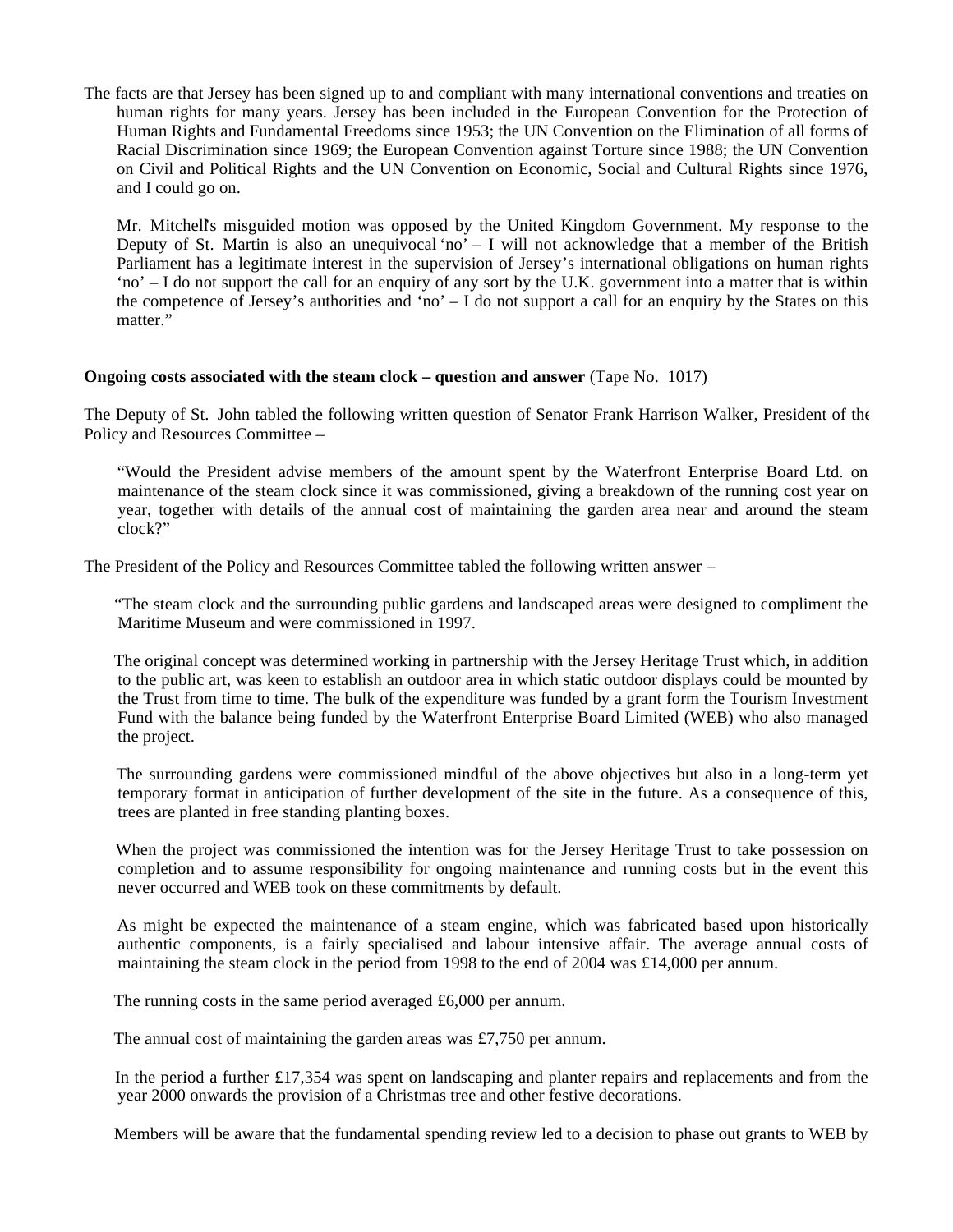The facts are that Jersey has been signed up to and compliant with many international conventions and treaties on human rights for many years. Jersey has been included in the European Convention for the Protection of Human Rights and Fundamental Freedoms since 1953; the UN Convention on the Elimination of all forms of Racial Discrimination since 1969; the European Convention against Torture since 1988; the UN Convention on Civil and Political Rights and the UN Convention on Economic, Social and Cultural Rights since 1976, and I could go on.

Mr. Mitchell's misguided motion was opposed by the United Kingdom Government. My response to the Deputy of St. Martin is also an unequivocal 'no' – I will not acknowledge that a member of the British Parliament has a legitimate interest in the supervision of Jersey's international obligations on human rights 'no' – I do not support the call for an enquiry of any sort by the U.K. government into a matter that is within the competence of Jersey's authorities and 'no' – I do not support a call for an enquiry by the States on this matter."

**Ongoing costs associated with the steam clock – question and answer** (Tape No. 1017)

The Deputy of St. John tabled the following written question of Senator Frank Harrison Walker, President of the Policy and Resources Committee –

"Would the President advise members of the amount spent by the Waterfront Enterprise Board Ltd. on maintenance of the steam clock since it was commissioned, giving a breakdown of the running cost year on year, together with details of the annual cost of maintaining the garden area near and around the steam clock?"

The President of the Policy and Resources Committee tabled the following written answer –

"The steam clock and the surrounding public gardens and landscaped areas were designed to compliment the Maritime Museum and were commissioned in 1997.

The original concept was determined working in partnership with the Jersey Heritage Trust which, in addition to the public art, was keen to establish an outdoor area in which static outdoor displays could be mounted by the Trust from time to time. The bulk of the expenditure was funded by a grant form the Tourism Investment Fund with the balance being funded by the Waterfront Enterprise Board Limited (WEB) who also managed the project.

The surrounding gardens were commissioned mindful of the above objectives but also in a long-term yet temporary format in anticipation of further development of the site in the future. As a consequence of this, trees are planted in free standing planting boxes.

When the project was commissioned the intention was for the Jersey Heritage Trust to take possession on completion and to assume responsibility for ongoing maintenance and running costs but in the event this never occurred and WEB took on these commitments by default.

As might be expected the maintenance of a steam engine, which was fabricated based upon historically authentic components, is a fairly specialised and labour intensive affair. The average annual costs of maintaining the steam clock in the period from 1998 to the end of 2004 was £14,000 per annum.

The running costs in the same period averaged £6,000 per annum.

The annual cost of maintaining the garden areas was £7,750 per annum.

In the period a further £17,354 was spent on landscaping and planter repairs and replacements and from the year 2000 onwards the provision of a Christmas tree and other festive decorations.

Members will be aware that the fundamental spending review led to a decision to phase out grants to WEB by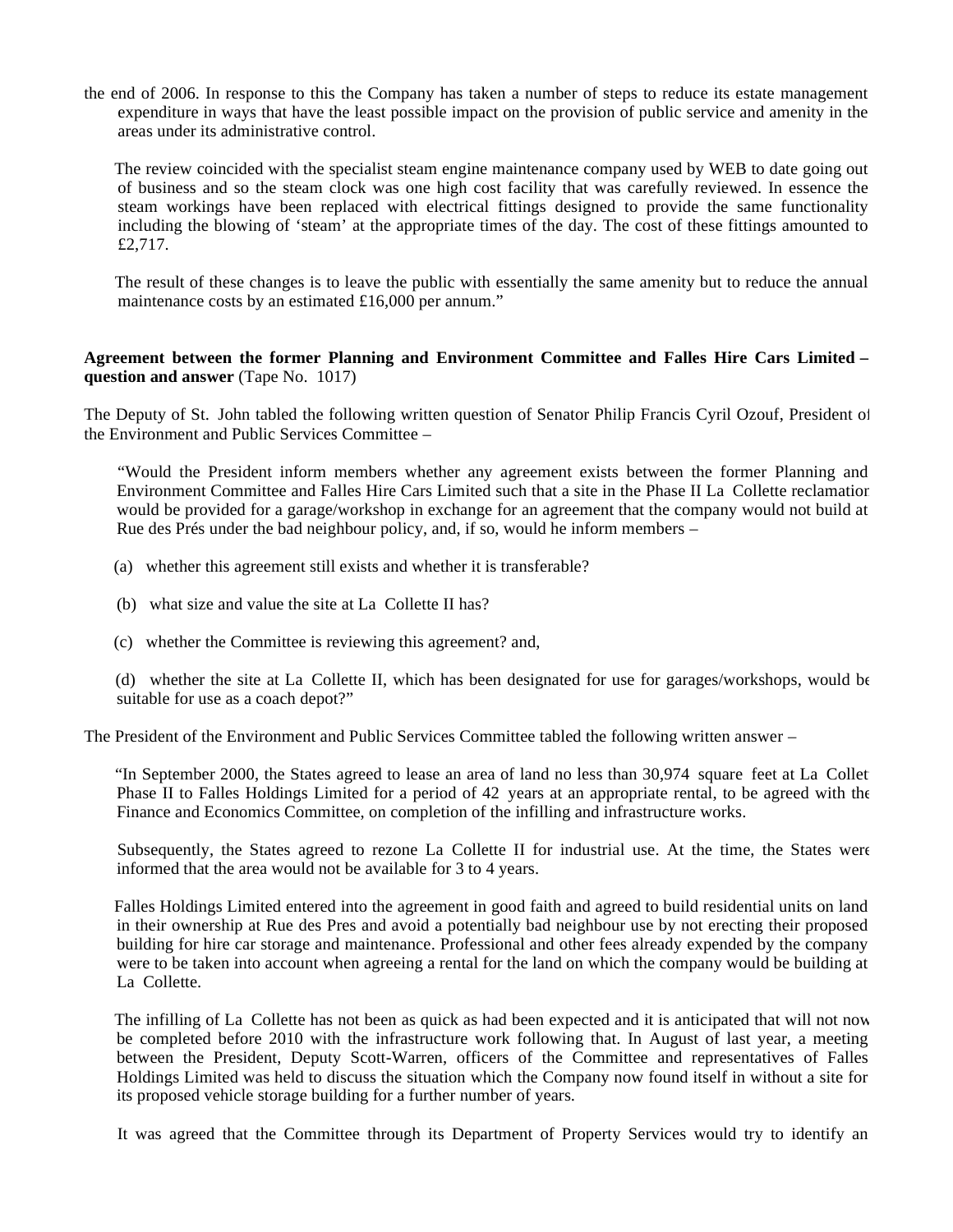the end of 2006. In response to this the Company has taken a number of steps to reduce its estate management expenditure in ways that have the least possible impact on the provision of public service and amenity in the areas under its administrative control.

The review coincided with the specialist steam engine maintenance company used by WEB to date going out of business and so the steam clock was one high cost facility that was carefully reviewed. In essence the steam workings have been replaced with electrical fittings designed to provide the same functionality including the blowing of 'steam' at the appropriate times of the day. The cost of these fittings amounted to £2,717.

The result of these changes is to leave the public with essentially the same amenity but to reduce the annual maintenance costs by an estimated £16,000 per annum."

**Agreement between the former Planning and Environment Committee and Falles Hire Cars Limited – question and answer** (Tape No. 1017)

The Deputy of St. John tabled the following written question of Senator Philip Francis Cyril Ozouf, President of the Environment and Public Services Committee –

"Would the President inform members whether any agreement exists between the former Planning and Environment Committee and Falles Hire Cars Limited such that a site in the Phase II La Collette reclamation would be provided for a garage/workshop in exchange for an agreement that the company would not build at Rue des Prés under the bad neighbour policy, and, if so, would he inform members –

(a) whether this agreement still exists and whether it is transferable?

(b) what size and value the site at La Collette II has?

(c) whether the Committee is reviewing this agreement? and,

(d) whether the site at La Collette II, which has been designated for use for garages/workshops, would be suitable for use as a coach depot?"

The President of the Environment and Public Services Committee tabled the following written answer –

"In September 2000, the States agreed to lease an area of land no less than 30,974 square feet at La Collet Phase II to Falles Holdings Limited for a period of 42 years at an appropriate rental, to be agreed with the Finance and Economics Committee, on completion of the infilling and infrastructure works.

Subsequently, the States agreed to rezone La Collette II for industrial use. At the time, the States were informed that the area would not be available for 3 to 4 years.

Falles Holdings Limited entered into the agreement in good faith and agreed to build residential units on land in their ownership at Rue des Pres and avoid a potentially bad neighbour use by not erecting their proposed building for hire car storage and maintenance. Professional and other fees already expended by the company were to be taken into account when agreeing a rental for the land on which the company would be building at La Collette.

The infilling of La Collette has not been as quick as had been expected and it is anticipated that will not now be completed before 2010 with the infrastructure work following that. In August of last year, a meeting between the President, Deputy Scott-Warren, officers of the Committee and representatives of Falles Holdings Limited was held to discuss the situation which the Company now found itself in without a site for its proposed vehicle storage building for a further number of years.

It was agreed that the Committee through its Department of Property Services would try to identify an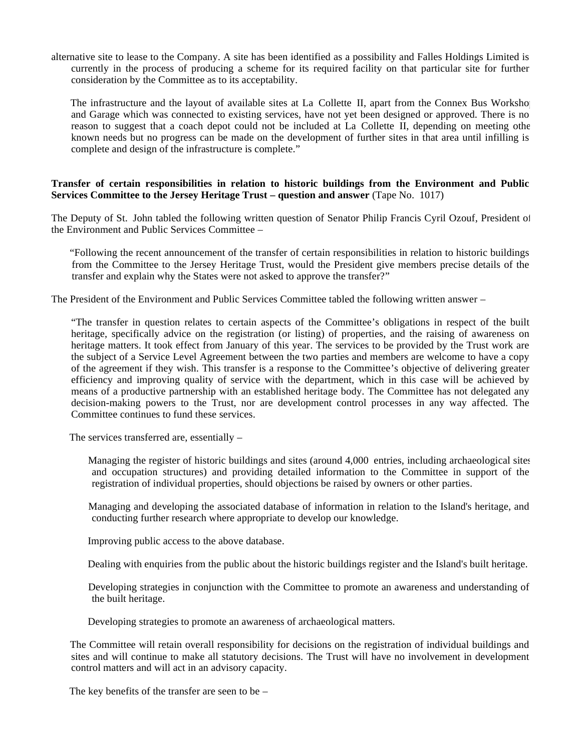alternative site to lease to the Company. A site has been identified as a possibility and Falles Holdings Limited is currently in the process of producing a scheme for its required facility on that particular site for further consideration by the Committee as to its acceptability.

The infrastructure and the layout of available sites at La Collette II, apart from the Connex Bus Workshop and Garage which was connected to existing services, have not yet been designed or approved. There is no reason to suggest that a coach depot could not be included at La Collette II, depending on meeting other known needs but no progress can be made on the development of further sites in that area until infilling is complete and design of the infrastructure is complete."

**Transfer of certain responsibilities in relation to historic buildings from the Environment and Public Services Committee to the Jersey Heritage Trust – question and answer** (Tape No. 1017)

The Deputy of St. John tabled the following written question of Senator Philip Francis Cyril Ozouf, President of the Environment and Public Services Committee –

"Following the recent announcement of the transfer of certain responsibilities in relation to historic buildings from the Committee to the Jersey Heritage Trust, would the President give members precise details of the transfer and explain why the States were not asked to approve the transfer?"

The President of the Environment and Public Services Committee tabled the following written answer –

"The transfer in question relates to certain aspects of the Committee's obligations in respect of the built heritage, specifically advice on the registration (or listing) of properties, and the raising of awareness on heritage matters. It took effect from January of this year. The services to be provided by the Trust work are the subject of a Service Level Agreement between the two parties and members are welcome to have a copy of the agreement if they wish. This transfer is a response to the Committee's objective of delivering greater efficiency and improving quality of service with the department, which in this case will be achieved by means of a productive partnership with an established heritage body. The Committee has not delegated any decision-making powers to the Trust, nor are development control processes in any way affected. The Committee continues to fund these services.

The services transferred are, essentially –

Managing the register of historic buildings and sites (around 4,000 entries, including archaeological sites and occupation structures) and providing detailed information to the Committee in support of the registration of individual properties, should objections be raised by owners or other parties.

Managing and developing the associated database of information in relation to the Island's heritage, and conducting further research where appropriate to develop our knowledge.

Improving public access to the above database.

Dealing with enquiries from the public about the historic buildings register and the Island's built heritage.

Developing strategies in conjunction with the Committee to promote an awareness and understanding of the built heritage.

Developing strategies to promote an awareness of archaeological matters.

The Committee will retain overall responsibility for decisions on the registration of individual buildings and sites and will continue to make all statutory decisions. The Trust will have no involvement in development control matters and will act in an advisory capacity.

The key benefits of the transfer are seen to be –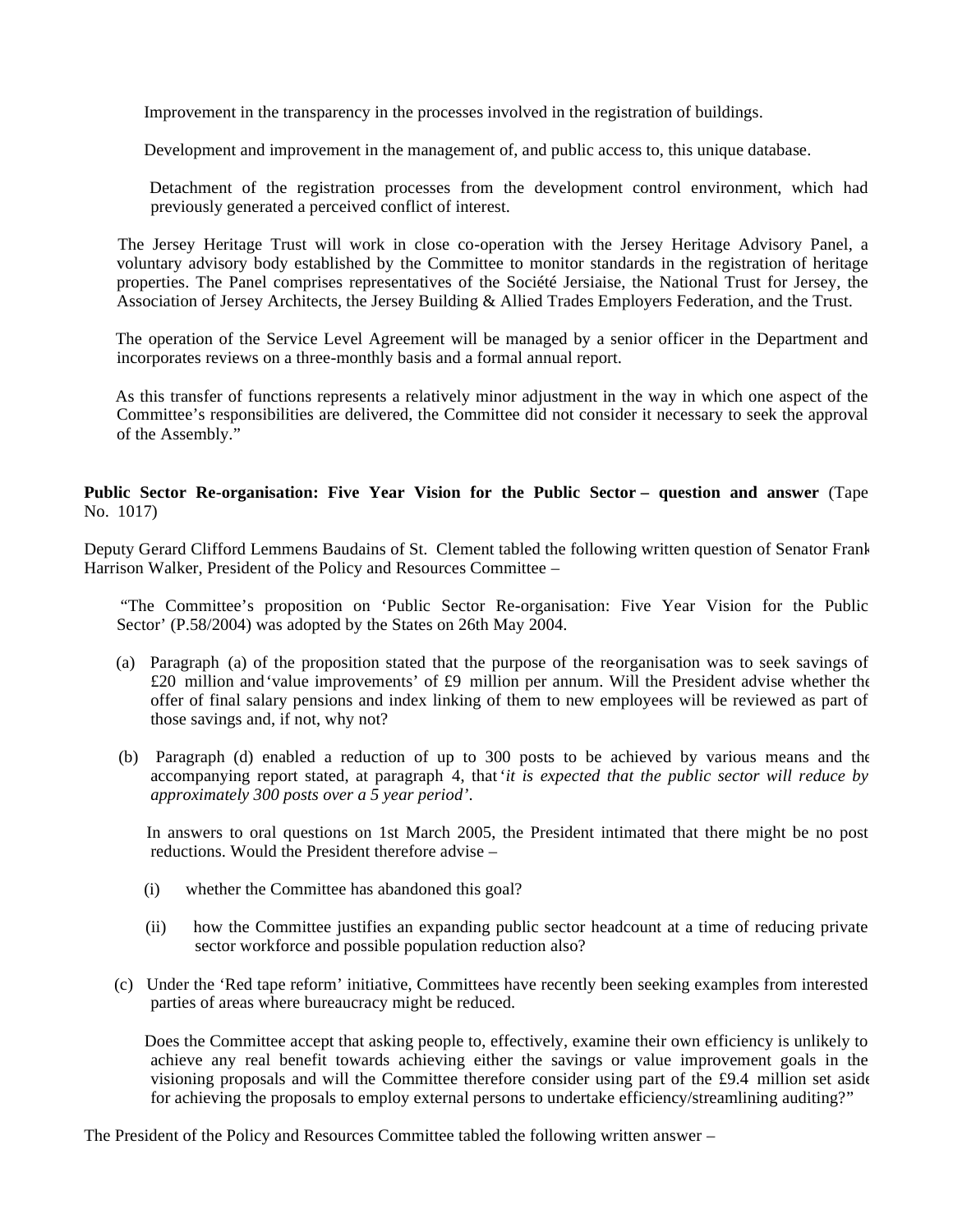Improvement in the transparency in the processes involved in the registration of buildings.

Development and improvement in the management of, and public access to, this unique database.

Detachment of the registration processes from the development control environment, which had previously generated a perceived conflict of interest.

The Jersey Heritage Trust will work in close co-operation with the Jersey Heritage Advisory Panel, a voluntary advisory body established by the Committee to monitor standards in the registration of heritage properties. The Panel comprises representatives of the Société Jersiaise, the National Trust for Jersey, the Association of Jersey Architects, the Jersey Building & Allied Trades Employers Federation, and the Trust.

The operation of the Service Level Agreement will be managed by a senior officer in the Department and incorporates reviews on a three-monthly basis and a formal annual report.

As this transfer of functions represents a relatively minor adjustment in the way in which one aspect of the Committee's responsibilities are delivered, the Committee did not consider it necessary to seek the approval of the Assembly."

**Public Sector Re-organisation: Five Year Vision for the Public Sector – question and answer** (Tape No. 1017)

Deputy Gerard Clifford Lemmens Baudains of St. Clement tabled the following written question of Senator Frank Harrison Walker, President of the Policy and Resources Committee –

"The Committee's proposition on 'Public Sector Re-organisation: Five Year Vision for the Public Sector' (P.58/2004) was adopted by the States on 26th May 2004.

(a) Paragraph (a) of the proposition stated that the purpose of the re-organisation was to seek savings of £20 million and 'value improvements' of £9 million per annum. Will the President advise whether the offer of final salary pensions and index linking of them to new employees will be reviewed as part of those savings and, if not, why not?

(b) Paragraph (d) enabled a reduction of up to 300 posts to be achieved by various means and the accompanying report stated, at paragraph 4, that '*it is expected that the public sector will reduce by approximately 300 posts over a 5 year period*'.

In answers to oral questions on 1st March 2005, the President intimated that there might be no post reductions. Would the President therefore advise –

(i) whether the Committee has abandoned this goal?

(ii) how the Committee justifies an expanding public sector headcount at a time of reducing private sector workforce and possible population reduction also?

(c) Under the 'Red tape reform' initiative, Committees have recently been seeking examples from interested parties of areas where bureaucracy might be reduced.

Does the Committee accept that asking people to, effectively, examine their own efficiency is unlikely to achieve any real benefit towards achieving either the savings or value improvement goals in the visioning proposals and will the Committee therefore consider using part of the £9.4 million set aside for achieving the proposals to employ external persons to undertake efficiency/streamlining auditing?"

The President of the Policy and Resources Committee tabled the following written answer –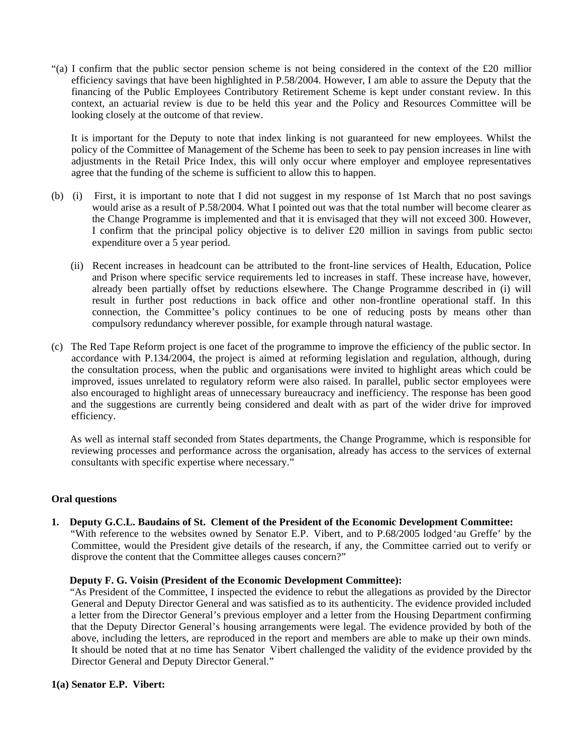"(a) I confirm that the public sector pension scheme is not being considered in the context of the £20 million efficiency savings that have been highlighted in P.58/2004. However, I am able to assure the Deputy that the financing of the Public Employees Contributory Retirement Scheme is kept under constant review. In this context, an actuarial review is due to be held this year and the Policy and Resources Committee will be looking closely at the outcome of that review.

It is important for the Deputy to note that index linking is not guaranteed for new employees. Whilst the policy of the Committee of Management of the Scheme has been to seek to pay pension increases in line with adjustments in the Retail Price Index, this will only occur where employer and employee representatives agree that the funding of the scheme is sufficient to allow this to happen.

(b) (i) First, it is important to note that I did not suggest in my response of 1st March that no post savings would arise as a result of P.58/2004. What I pointed out was that the total number will become clearer as the Change Programme is implemented and that it is envisaged that they will not exceed 300. However, I confirm that the principal policy objective is to deliver £20 million in savings from public sector expenditure over a 5 year period.

(ii) Recent increases in headcount can be attributed to the front-line services of Health, Education, Police and Prison where specific service requirements led to increases in staff. These increase have, however, already been partially offset by reductions elsewhere. The Change Programme described in (i) will result in further post reductions in back office and other non-frontline operational staff. In this connection, the Committee's policy continues to be one of reducing posts by means other than compulsory redundancy wherever possible, for example through natural wastage.

(c) The Red Tape Reform project is one facet of the programme to improve the efficiency of the public sector. In accordance with P.134/2004, the project is aimed at reforming legislation and regulation, although, during the consultation process, when the public and organisations were invited to highlight areas which could be improved, issues unrelated to regulatory reform were also raised. In parallel, public sector employees were also encouraged to highlight areas of unnecessary bureaucracy and inefficiency. The response has been good and the suggestions are currently being considered and dealt with as part of the wider drive for improved efficiency.

As well as internal staff seconded from States departments, the Change Programme, which is responsible for reviewing processes and performance across the organisation, already has access to the services of external consultants with specific expertise where necessary."

**Oral questions**

**1. Deputy G.C.L. Baudains of St. Clement of the President of the Economic Development Committee:**

"With reference to the websites owned by Senator E.P. Vibert, and to P.68/2005 lodged 'au Greffe' by the Committee, would the President give details of the research, if any, the Committee carried out to verify or disprove the content that the Committee alleges causes concern?"

**Deputy F. G. Voisin (President of the Economic Development Committee):**

"As President of the Committee, I inspected the evidence to rebut the allegations as provided by the Director General and Deputy Director General and was satisfied as to its authenticity. The evidence provided included a letter from the Director General's previous employer and a letter from the Housing Department confirming that the Deputy Director General's housing arrangements were legal. The evidence provided by both of the above, including the letters, are reproduced in the report and members are able to make up their own minds. It should be noted that at no time has Senator Vibert challenged the validity of the evidence provided by the Director General and Deputy Director General."

**1(a) Senator E.P. Vibert:**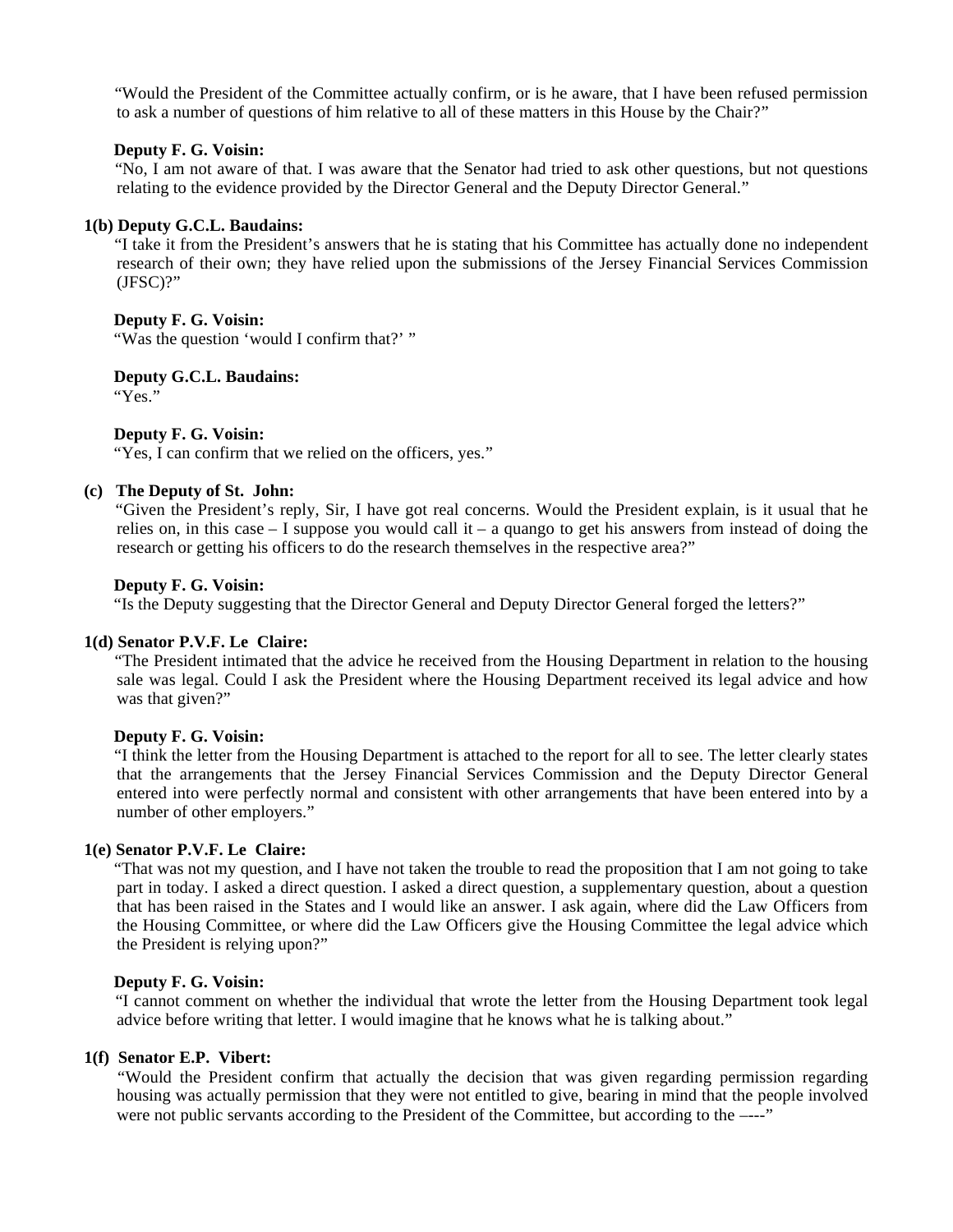"Would the President of the Committee actually confirm, or is he aware, that I have been refused permission to ask a number of questions of him relative to all of these matters in this House by the Chair?"

**Deputy F. G. Voisin:**

"No, I am not aware of that. I was aware that the Senator had tried to ask other questions, but not questions relating to the evidence provided by the Director General and the Deputy Director General."

**1(b) Deputy G.C.L. Baudains:**

"I take it from the President's answers that he is stating that his Committee has actually done no independent research of their own; they have relied upon the submissions of the Jersey Financial Services Commission (JFSC)?"

**Deputy F. G. Voisin:**

"Was the question 'would I confirm that?' "

**Deputy G.C.L. Baudains:**

"Yes."

**Deputy F. G. Voisin:**

"Yes, I can confirm that we relied on the officers, yes."

**(c) The Deputy of St. John:**

"Given the President's reply, Sir, I have got real concerns. Would the President explain, is it usual that he relies on, in this case – I suppose you would call it – a quango to get his answers from instead of doing the research or getting his officers to do the research themselves in the respective area?"

**Deputy F. G. Voisin:**

"Is the Deputy suggesting that the Director General and Deputy Director General forged the letters?"

**1(d) Senator P.V.F. Le Claire:**

"The President intimated that the advice he received from the Housing Department in relation to the housing sale was legal. Could I ask the President where the Housing Department received its legal advice and how was that given?"

**Deputy F. G. Voisin:**

"I think the letter from the Housing Department is attached to the report for all to see. The letter clearly states that the arrangements that the Jersey Financial Services Commission and the Deputy Director General entered into were perfectly normal and consistent with other arrangements that have been entered into by a number of other employers."

**1(e) Senator P.V.F. Le Claire:**

"That was not my question, and I have not taken the trouble to read the proposition that I am not going to take part in today. I asked a direct question. I asked a direct question, a supplementary question, about a question that has been raised in the States and I would like an answer. I ask again, where did the Law Officers from the Housing Committee, or where did the Law Officers give the Housing Committee the legal advice which the President is relying upon?"

**Deputy F. G. Voisin:**

"I cannot comment on whether the individual that wrote the letter from the Housing Department took legal advice before writing that letter. I would imagine that he knows what he is talking about."

**1(f) Senator E.P. Vibert:**

"Would the President confirm that actually the decision that was given regarding permission regarding housing was actually permission that they were not entitled to give, bearing in mind that the people involved were not public servants according to the President of the Committee, but according to the –---"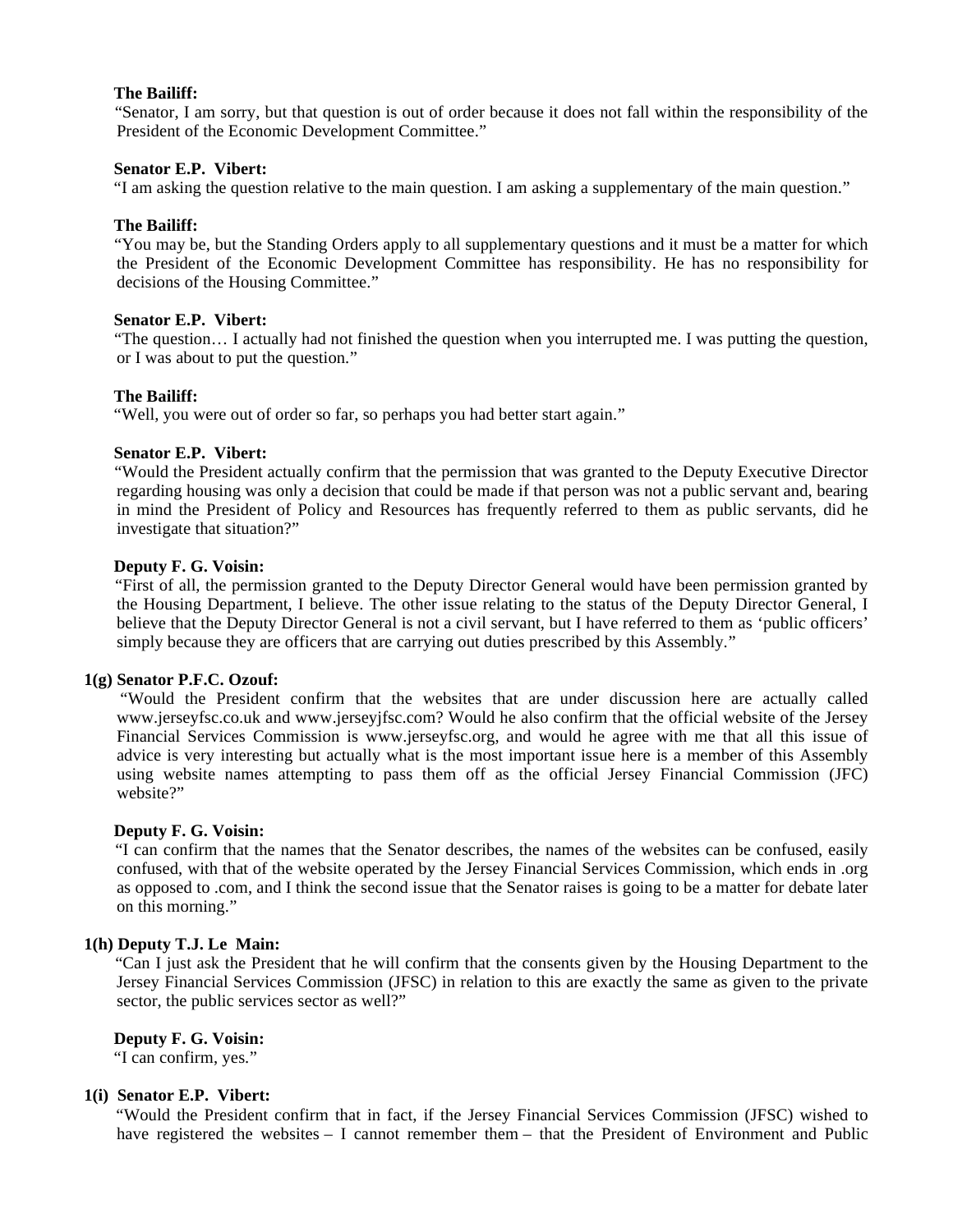**The Bailiff:**
"Senator, I am sorry, but that question is out of order because it does not fall within the responsibility of the President of the Economic Development Committee."

**Senator E.P. Vibert:**
"I am asking the question relative to the main question. I am asking a supplementary of the main question."

**The Bailiff:**
"You may be, but the Standing Orders apply to all supplementary questions and it must be a matter for which the President of the Economic Development Committee has responsibility. He has no responsibility for decisions of the Housing Committee."

**Senator E.P. Vibert:**
"The question… I actually had not finished the question when you interrupted me. I was putting the question, or I was about to put the question."

**The Bailiff:**
"Well, you were out of order so far, so perhaps you had better start again."

**Senator E.P. Vibert:**
"Would the President actually confirm that the permission that was granted to the Deputy Executive Director regarding housing was only a decision that could be made if that person was not a public servant and, bearing in mind the President of Policy and Resources has frequently referred to them as public servants, did he investigate that situation?"

**Deputy F. G. Voisin:**
"First of all, the permission granted to the Deputy Director General would have been permission granted by the Housing Department, I believe. The other issue relating to the status of the Deputy Director General, I believe that the Deputy Director General is not a civil servant, but I have referred to them as 'public officers' simply because they are officers that are carrying out duties prescribed by this Assembly."

**1(g) Senator P.F.C. Ozouf:**
"Would the President confirm that the websites that are under discussion here are actually called www.jerseyfsc.co.uk and www.jerseyjfsc.com? Would he also confirm that the official website of the Jersey Financial Services Commission is www.jerseyfsc.org, and would he agree with me that all this issue of advice is very interesting but actually what is the most important issue here is a member of this Assembly using website names attempting to pass them off as the official Jersey Financial Commission (JFC) website?"

**Deputy F. G. Voisin:**
"I can confirm that the names that the Senator describes, the names of the websites can be confused, easily confused, with that of the website operated by the Jersey Financial Services Commission, which ends in .org as opposed to .com, and I think the second issue that the Senator raises is going to be a matter for debate later on this morning."

**1(h) Deputy T.J. Le Main:**
"Can I just ask the President that he will confirm that the consents given by the Housing Department to the Jersey Financial Services Commission (JFSC) in relation to this are exactly the same as given to the private sector, the public services sector as well?"

**Deputy F. G. Voisin:**
"I can confirm, yes."

**1(i) Senator E.P. Vibert:**
"Would the President confirm that in fact, if the Jersey Financial Services Commission (JFSC) wished to have registered the websites – I cannot remember them – that the President of Environment and Public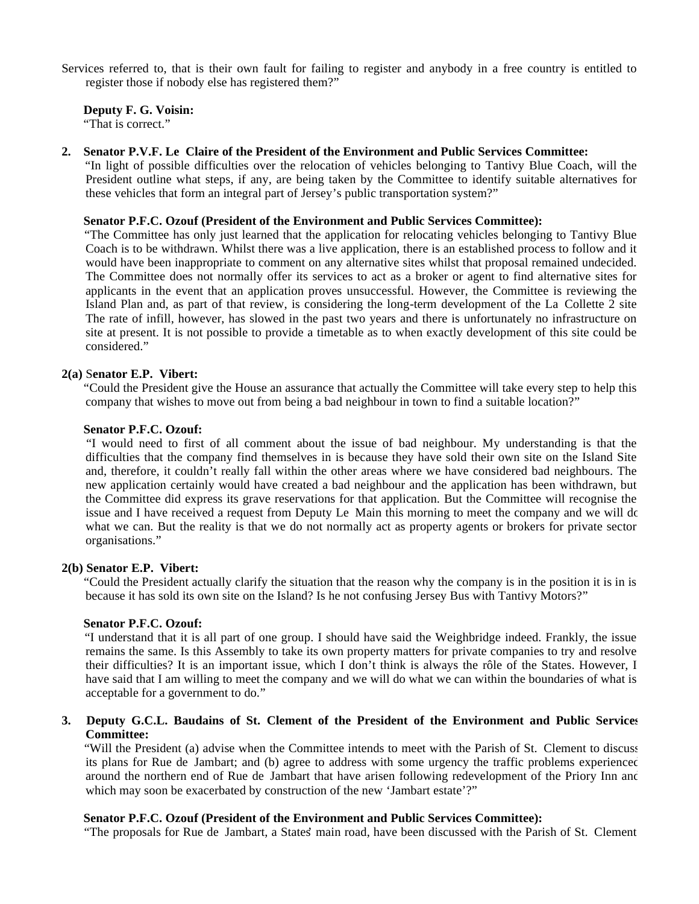Services referred to, that is their own fault for failing to register and anybody in a free country is entitled to register those if nobody else has registered them?"

**Deputy F. G. Voisin:**
"That is correct."

**2. Senator P.V.F. Le Claire of the President of the Environment and Public Services Committee:**
"In light of possible difficulties over the relocation of vehicles belonging to Tantivy Blue Coach, will the President outline what steps, if any, are being taken by the Committee to identify suitable alternatives for these vehicles that form an integral part of Jersey's public transportation system?"

**Senator P.F.C. Ozouf (President of the Environment and Public Services Committee):**
"The Committee has only just learned that the application for relocating vehicles belonging to Tantivy Blue Coach is to be withdrawn. Whilst there was a live application, there is an established process to follow and it would have been inappropriate to comment on any alternative sites whilst that proposal remained undecided. The Committee does not normally offer its services to act as a broker or agent to find alternative sites for applicants in the event that an application proves unsuccessful. However, the Committee is reviewing the Island Plan and, as part of that review, is considering the long-term development of the La Collette 2 site The rate of infill, however, has slowed in the past two years and there is unfortunately no infrastructure on site at present. It is not possible to provide a timetable as to when exactly development of this site could be considered."

**2(a) Senator E.P. Vibert:**
"Could the President give the House an assurance that actually the Committee will take every step to help this company that wishes to move out from being a bad neighbour in town to find a suitable location?"

**Senator P.F.C. Ozouf:**
"I would need to first of all comment about the issue of bad neighbour. My understanding is that the difficulties that the company find themselves in is because they have sold their own site on the Island Site and, therefore, it couldn't really fall within the other areas where we have considered bad neighbours. The new application certainly would have created a bad neighbour and the application has been withdrawn, but the Committee did express its grave reservations for that application. But the Committee will recognise the issue and I have received a request from Deputy Le Main this morning to meet the company and we will do what we can. But the reality is that we do not normally act as property agents or brokers for private sector organisations."

**2(b) Senator E.P. Vibert:**
"Could the President actually clarify the situation that the reason why the company is in the position it is in is because it has sold its own site on the Island? Is he not confusing Jersey Bus with Tantivy Motors?"

**Senator P.F.C. Ozouf:**
"I understand that it is all part of one group. I should have said the Weighbridge indeed. Frankly, the issue remains the same. Is this Assembly to take its own property matters for private companies to try and resolve their difficulties? It is an important issue, which I don't think is always the rôle of the States. However, I have said that I am willing to meet the company and we will do what we can within the boundaries of what is acceptable for a government to do."

**3. Deputy G.C.L. Baudains of St. Clement of the President of the Environment and Public Services Committee:**
"Will the President (a) advise when the Committee intends to meet with the Parish of St. Clement to discuss its plans for Rue de Jambart; and (b) agree to address with some urgency the traffic problems experienced around the northern end of Rue de Jambart that have arisen following redevelopment of the Priory Inn and which may soon be exacerbated by construction of the new 'Jambart estate'?"

**Senator P.F.C. Ozouf (President of the Environment and Public Services Committee):**
"The proposals for Rue de Jambart, a States' main road, have been discussed with the Parish of St. Clement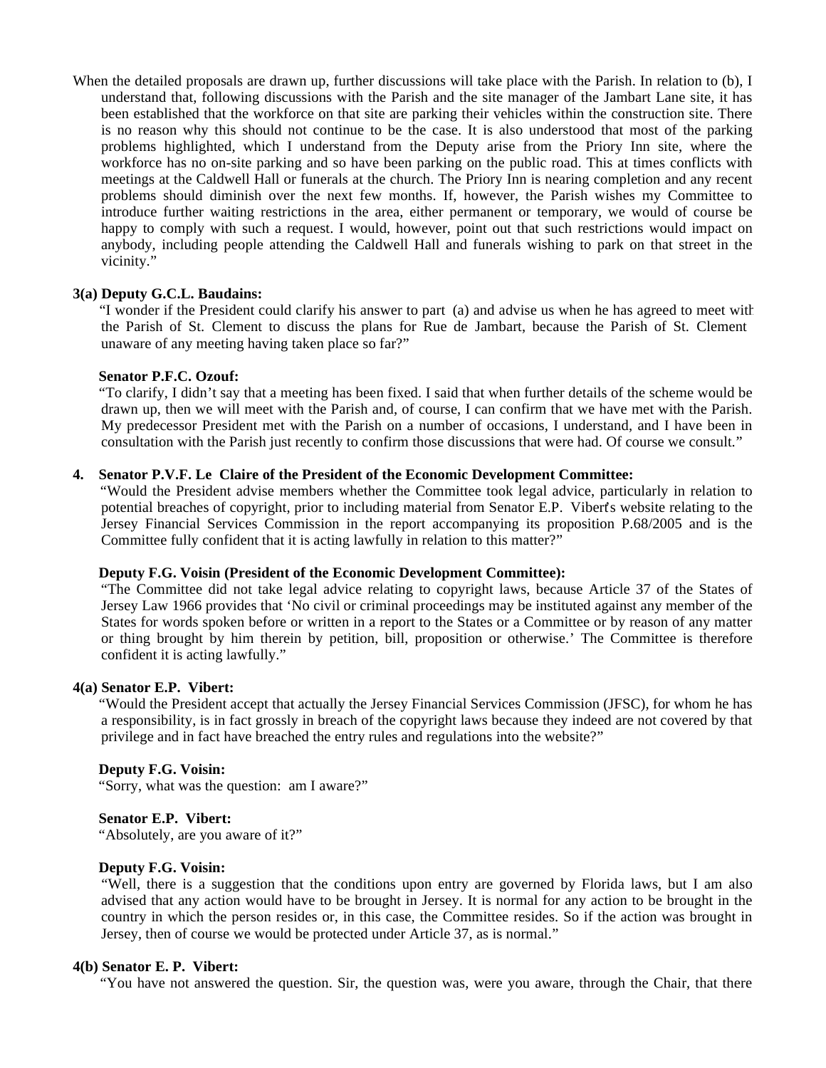When the detailed proposals are drawn up, further discussions will take place with the Parish. In relation to (b), I understand that, following discussions with the Parish and the site manager of the Jambart Lane site, it has been established that the workforce on that site are parking their vehicles within the construction site. There is no reason why this should not continue to be the case. It is also understood that most of the parking problems highlighted, which I understand from the Deputy arise from the Priory Inn site, where the workforce has no on-site parking and so have been parking on the public road. This at times conflicts with meetings at the Caldwell Hall or funerals at the church. The Priory Inn is nearing completion and any recent problems should diminish over the next few months. If, however, the Parish wishes my Committee to introduce further waiting restrictions in the area, either permanent or temporary, we would of course be happy to comply with such a request. I would, however, point out that such restrictions would impact on anybody, including people attending the Caldwell Hall and funerals wishing to park on that street in the vicinity."

**3(a) Deputy G.C.L. Baudains:**

"I wonder if the President could clarify his answer to part (a) and advise us when he has agreed to meet with the Parish of St. Clement to discuss the plans for Rue de Jambart, because the Parish of St. Clement unaware of any meeting having taken place so far?"

**Senator P.F.C. Ozouf:**

"To clarify, I didn't say that a meeting has been fixed. I said that when further details of the scheme would be drawn up, then we will meet with the Parish and, of course, I can confirm that we have met with the Parish. My predecessor President met with the Parish on a number of occasions, I understand, and I have been in consultation with the Parish just recently to confirm those discussions that were had. Of course we consult."

**4. Senator P.V.F. Le Claire of the President of the Economic Development Committee:**

"Would the President advise members whether the Committee took legal advice, particularly in relation to potential breaches of copyright, prior to including material from Senator E.P. Vibert's website relating to the Jersey Financial Services Commission in the report accompanying its proposition P.68/2005 and is the Committee fully confident that it is acting lawfully in relation to this matter?"

**Deputy F.G. Voisin (President of the Economic Development Committee):**

"The Committee did not take legal advice relating to copyright laws, because Article 37 of the States of Jersey Law 1966 provides that 'No civil or criminal proceedings may be instituted against any member of the States for words spoken before or written in a report to the States or a Committee or by reason of any matter or thing brought by him therein by petition, bill, proposition or otherwise.' The Committee is therefore confident it is acting lawfully."

**4(a) Senator E.P. Vibert:**

"Would the President accept that actually the Jersey Financial Services Commission (JFSC), for whom he has a responsibility, is in fact grossly in breach of the copyright laws because they indeed are not covered by that privilege and in fact have breached the entry rules and regulations into the website?"

**Deputy F.G. Voisin:**

"Sorry, what was the question: am I aware?"

**Senator E.P. Vibert:**

"Absolutely, are you aware of it?"

**Deputy F.G. Voisin:**

"Well, there is a suggestion that the conditions upon entry are governed by Florida laws, but I am also advised that any action would have to be brought in Jersey. It is normal for any action to be brought in the country in which the person resides or, in this case, the Committee resides. So if the action was brought in Jersey, then of course we would be protected under Article 37, as is normal."

**4(b) Senator E. P. Vibert:**

"You have not answered the question. Sir, the question was, were you aware, through the Chair, that there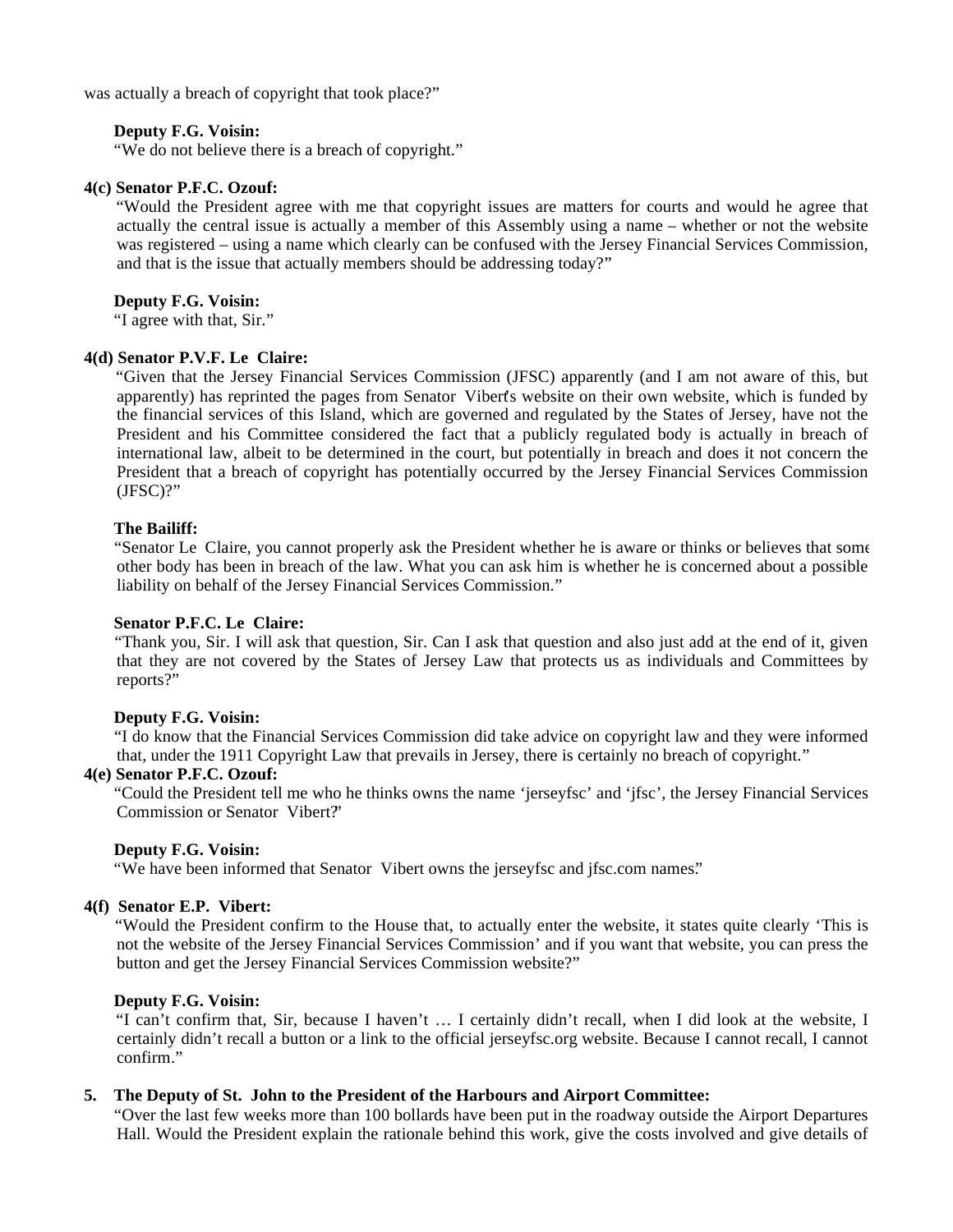was actually a breach of copyright that took place?"

**Deputy F.G. Voisin:**
"We do not believe there is a breach of copyright."

**4(c) Senator P.F.C. Ozouf:**
"Would the President agree with me that copyright issues are matters for courts and would he agree that actually the central issue is actually a member of this Assembly using a name – whether or not the website was registered – using a name which clearly can be confused with the Jersey Financial Services Commission, and that is the issue that actually members should be addressing today?"

**Deputy F.G. Voisin:**
"I agree with that, Sir."

**4(d) Senator P.V.F. Le Claire:**
"Given that the Jersey Financial Services Commission (JFSC) apparently (and I am not aware of this, but apparently) has reprinted the pages from Senator Vibert's website on their own website, which is funded by the financial services of this Island, which are governed and regulated by the States of Jersey, have not the President and his Committee considered the fact that a publicly regulated body is actually in breach of international law, albeit to be determined in the court, but potentially in breach and does it not concern the President that a breach of copyright has potentially occurred by the Jersey Financial Services Commission (JFSC)?"

**The Bailiff:**
"Senator Le Claire, you cannot properly ask the President whether he is aware or thinks or believes that some other body has been in breach of the law. What you can ask him is whether he is concerned about a possible liability on behalf of the Jersey Financial Services Commission."

**Senator P.F.C. Le Claire:**
"Thank you, Sir. I will ask that question, Sir. Can I ask that question and also just add at the end of it, given that they are not covered by the States of Jersey Law that protects us as individuals and Committees by reports?"

**Deputy F.G. Voisin:**
"I do know that the Financial Services Commission did take advice on copyright law and they were informed that, under the 1911 Copyright Law that prevails in Jersey, there is certainly no breach of copyright."

**4(e) Senator P.F.C. Ozouf:**
"Could the President tell me who he thinks owns the name 'jerseyfsc' and 'jfsc', the Jersey Financial Services Commission or Senator Vibert?"

**Deputy F.G. Voisin:**
"We have been informed that Senator Vibert owns the jerseyfsc and jfsc.com names."

**4(f) Senator E.P. Vibert:**
"Would the President confirm to the House that, to actually enter the website, it states quite clearly 'This is not the website of the Jersey Financial Services Commission' and if you want that website, you can press the button and get the Jersey Financial Services Commission website?"

**Deputy F.G. Voisin:**
"I can't confirm that, Sir, because I haven't … I certainly didn't recall, when I did look at the website, I certainly didn't recall a button or a link to the official jerseyfsc.org website. Because I cannot recall, I cannot confirm."

**5. The Deputy of St. John to the President of the Harbours and Airport Committee:**
"Over the last few weeks more than 100 bollards have been put in the roadway outside the Airport Departures Hall. Would the President explain the rationale behind this work, give the costs involved and give details of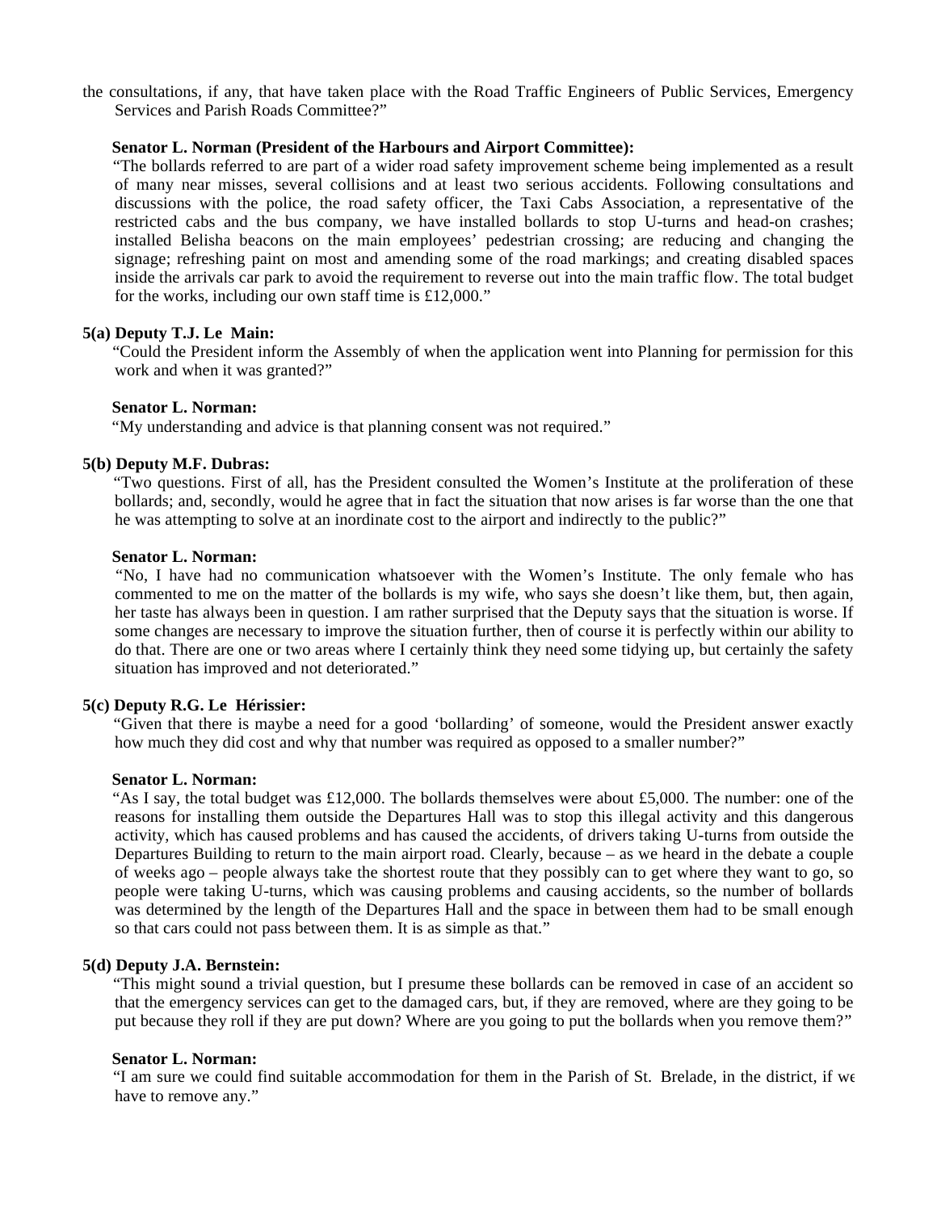the consultations, if any, that have taken place with the Road Traffic Engineers of Public Services, Emergency Services and Parish Roads Committee?"

**Senator L. Norman (President of the Harbours and Airport Committee):**

"The bollards referred to are part of a wider road safety improvement scheme being implemented as a result of many near misses, several collisions and at least two serious accidents. Following consultations and discussions with the police, the road safety officer, the Taxi Cabs Association, a representative of the restricted cabs and the bus company, we have installed bollards to stop U-turns and head-on crashes; installed Belisha beacons on the main employees' pedestrian crossing; are reducing and changing the signage; refreshing paint on most and amending some of the road markings; and creating disabled spaces inside the arrivals car park to avoid the requirement to reverse out into the main traffic flow. The total budget for the works, including our own staff time is £12,000."

**5(a) Deputy T.J. Le Main:**

"Could the President inform the Assembly of when the application went into Planning for permission for this work and when it was granted?"

**Senator L. Norman:**

"My understanding and advice is that planning consent was not required."

**5(b) Deputy M.F. Dubras:**

"Two questions. First of all, has the President consulted the Women's Institute at the proliferation of these bollards; and, secondly, would he agree that in fact the situation that now arises is far worse than the one that he was attempting to solve at an inordinate cost to the airport and indirectly to the public?"

**Senator L. Norman:**

"No, I have had no communication whatsoever with the Women's Institute. The only female who has commented to me on the matter of the bollards is my wife, who says she doesn't like them, but, then again, her taste has always been in question. I am rather surprised that the Deputy says that the situation is worse. If some changes are necessary to improve the situation further, then of course it is perfectly within our ability to do that. There are one or two areas where I certainly think they need some tidying up, but certainly the safety situation has improved and not deteriorated."

**5(c) Deputy R.G. Le Hérissier:**

"Given that there is maybe a need for a good 'bollarding' of someone, would the President answer exactly how much they did cost and why that number was required as opposed to a smaller number?"

**Senator L. Norman:**

"As I say, the total budget was £12,000. The bollards themselves were about £5,000. The number: one of the reasons for installing them outside the Departures Hall was to stop this illegal activity and this dangerous activity, which has caused problems and has caused the accidents, of drivers taking U-turns from outside the Departures Building to return to the main airport road. Clearly, because – as we heard in the debate a couple of weeks ago – people always take the shortest route that they possibly can to get where they want to go, so people were taking U-turns, which was causing problems and causing accidents, so the number of bollards was determined by the length of the Departures Hall and the space in between them had to be small enough so that cars could not pass between them. It is as simple as that."

**5(d) Deputy J.A. Bernstein:**

"This might sound a trivial question, but I presume these bollards can be removed in case of an accident so that the emergency services can get to the damaged cars, but, if they are removed, where are they going to be put because they roll if they are put down? Where are you going to put the bollards when you remove them?"

**Senator L. Norman:**

"I am sure we could find suitable accommodation for them in the Parish of St. Brelade, in the district, if we have to remove any."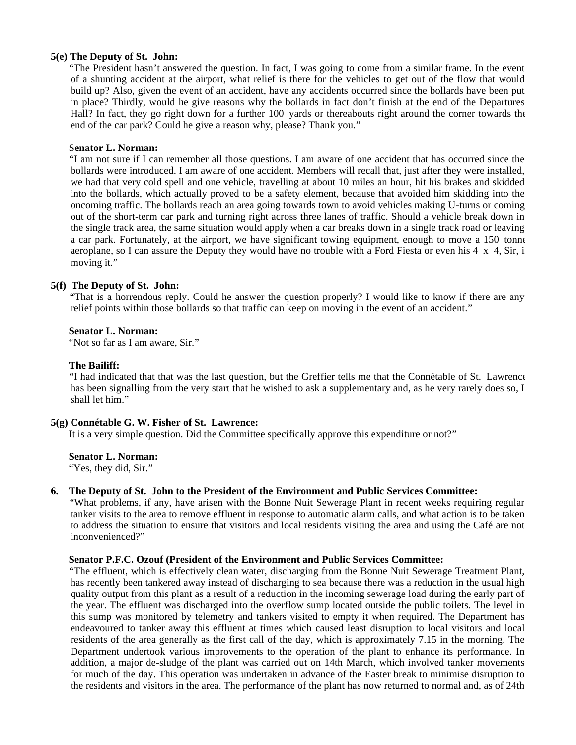**5(e) The Deputy of St. John:**

"The President hasn't answered the question. In fact, I was going to come from a similar frame. In the event of a shunting accident at the airport, what relief is there for the vehicles to get out of the flow that would build up? Also, given the event of an accident, have any accidents occurred since the bollards have been put in place? Thirdly, would he give reasons why the bollards in fact don't finish at the end of the Departures Hall? In fact, they go right down for a further 100 yards or thereabouts right around the corner towards the end of the car park? Could he give a reason why, please? Thank you."

**Senator L. Norman:**

"I am not sure if I can remember all those questions. I am aware of one accident that has occurred since the bollards were introduced. I am aware of one accident. Members will recall that, just after they were installed, we had that very cold spell and one vehicle, travelling at about 10 miles an hour, hit his brakes and skidded into the bollards, which actually proved to be a safety element, because that avoided him skidding into the oncoming traffic. The bollards reach an area going towards town to avoid vehicles making U-turns or coming out of the short-term car park and turning right across three lanes of traffic. Should a vehicle break down in the single track area, the same situation would apply when a car breaks down in a single track road or leaving a car park. Fortunately, at the airport, we have significant towing equipment, enough to move a 150 tonne aeroplane, so I can assure the Deputy they would have no trouble with a Ford Fiesta or even his 4 x 4, Sir, in moving it."

**5(f) The Deputy of St. John:**

"That is a horrendous reply. Could he answer the question properly? I would like to know if there are any relief points within those bollards so that traffic can keep on moving in the event of an accident."

**Senator L. Norman:**

"Not so far as I am aware, Sir."

**The Bailiff:**

"I had indicated that that was the last question, but the Greffier tells me that the Connétable of St. Lawrence has been signalling from the very start that he wished to ask a supplementary and, as he very rarely does so, I shall let him."

**5(g) Connétable G. W. Fisher of St. Lawrence:**

It is a very simple question. Did the Committee specifically approve this expenditure or not?"

**Senator L. Norman:**

"Yes, they did, Sir."

**6. The Deputy of St. John to the President of the Environment and Public Services Committee:**

"What problems, if any, have arisen with the Bonne Nuit Sewerage Plant in recent weeks requiring regular tanker visits to the area to remove effluent in response to automatic alarm calls, and what action is to be taken to address the situation to ensure that visitors and local residents visiting the area and using the Café are not inconvenienced?"

**Senator P.F.C. Ozouf (President of the Environment and Public Services Committee:**

"The effluent, which is effectively clean water, discharging from the Bonne Nuit Sewerage Treatment Plant, has recently been tankered away instead of discharging to sea because there was a reduction in the usual high quality output from this plant as a result of a reduction in the incoming sewerage load during the early part of the year. The effluent was discharged into the overflow sump located outside the public toilets. The level in this sump was monitored by telemetry and tankers visited to empty it when required. The Department has endeavoured to tanker away this effluent at times which caused least disruption to local visitors and local residents of the area generally as the first call of the day, which is approximately 7.15 in the morning. The Department undertook various improvements to the operation of the plant to enhance its performance. In addition, a major de-sludge of the plant was carried out on 14th March, which involved tanker movements for much of the day. This operation was undertaken in advance of the Easter break to minimise disruption to the residents and visitors in the area. The performance of the plant has now returned to normal and, as of 24th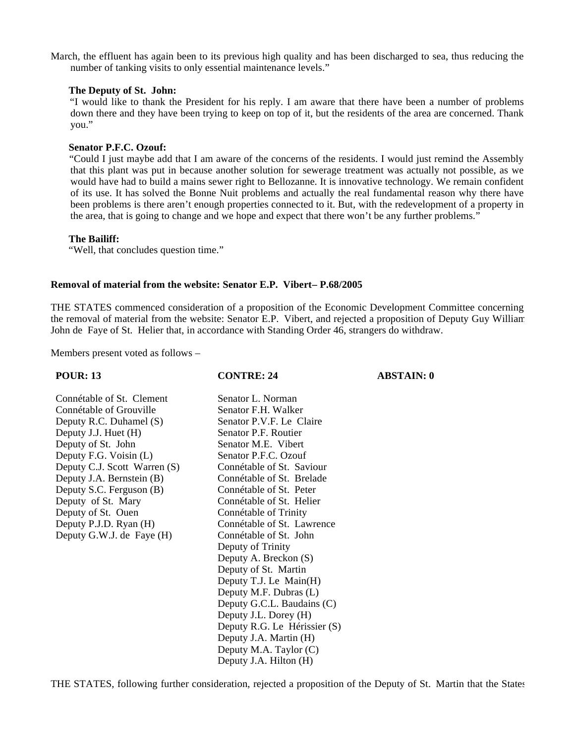March, the effluent has again been to its previous high quality and has been discharged to sea, thus reducing the number of tanking visits to only essential maintenance levels."

**The Deputy of St. John:**

"I would like to thank the President for his reply. I am aware that there have been a number of problems down there and they have been trying to keep on top of it, but the residents of the area are concerned. Thank you."

**Senator P.F.C. Ozouf:**

"Could I just maybe add that I am aware of the concerns of the residents. I would just remind the Assembly that this plant was put in because another solution for sewerage treatment was actually not possible, as we would have had to build a mains sewer right to Bellozanne. It is innovative technology. We remain confident of its use. It has solved the Bonne Nuit problems and actually the real fundamental reason why there have been problems is there aren't enough properties connected to it. But, with the redevelopment of a property in the area, that is going to change and we hope and expect that there won't be any further problems."

**The Bailiff:**

"Well, that concludes question time."

**Removal of material from the website: Senator E.P. Vibert– P.68/2005**

THE STATES commenced consideration of a proposition of the Economic Development Committee concerning the removal of material from the website: Senator E.P. Vibert, and rejected a proposition of Deputy Guy William John de Faye of St. Helier that, in accordance with Standing Order 46, strangers do withdraw.

Members present voted as follows –

| POUR: 13 | CONTRE: 24 | ABSTAIN: 0 |
|---|---|---|
| Connétable of St. Clement | Senator L. Norman | |
| Connétable of Grouville | Senator F.H. Walker | |
| Deputy R.C. Duhamel (S) | Senator P.V.F. Le Claire | |
| Deputy J.J. Huet (H) | Senator P.F. Routier | |
| Deputy of St. John | Senator M.E. Vibert | |
| Deputy F.G. Voisin (L) | Senator P.F.C. Ozouf | |
| Deputy C.J. Scott Warren (S) | Connétable of St. Saviour | |
| Deputy J.A. Bernstein (B) | Connétable of St. Brelade | |
| Deputy S.C. Ferguson (B) | Connétable of St. Peter | |
| Deputy of St. Mary | Connétable of St. Helier | |
| Deputy of St. Ouen | Connétable of Trinity | |
| Deputy P.J.D. Ryan (H) | Connétable of St. Lawrence | |
| Deputy G.W.J. de Faye (H) | Connétable of St. John | |
| | Deputy of Trinity | |
| | Deputy A. Breckon (S) | |
| | Deputy of St. Martin | |
| | Deputy T.J. Le Main(H) | |
| | Deputy M.F. Dubras (L) | |
| | Deputy G.C.L. Baudains (C) | |
| | Deputy J.L. Dorey (H) | |
| | Deputy R.G. Le Hérissier (S) | |
| | Deputy J.A. Martin (H) | |
| | Deputy M.A. Taylor (C) | |
| | Deputy J.A. Hilton (H) | |

THE STATES, following further consideration, rejected a proposition of the Deputy of St. Martin that the States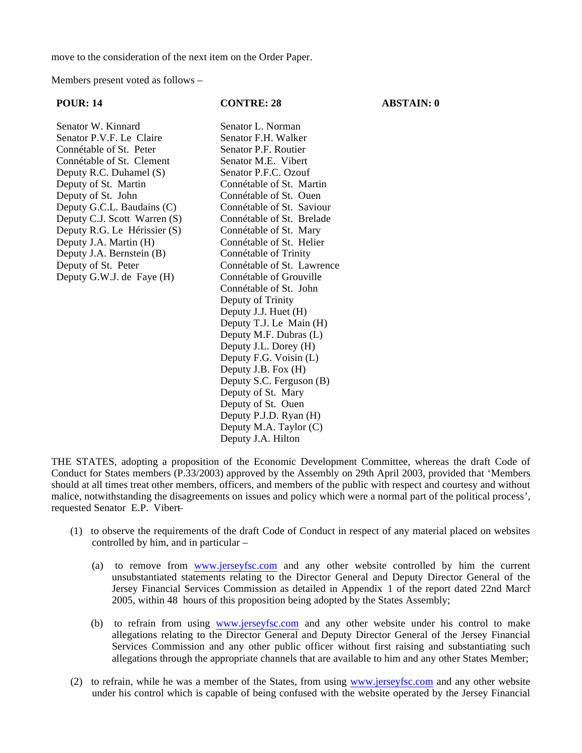move to the consideration of the next item on the Order Paper.

Members present voted as follows –

| POUR: 14 | CONTRE: 28 | ABSTAIN: 0 |
|---|---|---|
| Senator W. Kinnard | Senator L. Norman | |
| Senator P.V.F. Le Claire | Senator F.H. Walker | |
| Connétable of St. Peter | Senator P.F. Routier | |
| Connétable of St. Clement | Senator M.E. Vibert | |
| Deputy R.C. Duhamel (S) | Senator P.F.C. Ozouf | |
| Deputy of St. Martin | Connétable of St. Martin | |
| Deputy of St. John | Connétable of St. Ouen | |
| Deputy G.C.L. Baudains (C) | Connétable of St. Saviour | |
| Deputy C.J. Scott Warren (S) | Connétable of St. Brelade | |
| Deputy R.G. Le Hérissier (S) | Connétable of St. Mary | |
| Deputy J.A. Martin (H) | Connétable of St. Helier | |
| Deputy J.A. Bernstein (B) | Connétable of Trinity | |
| Deputy of St. Peter | Connétable of St. Lawrence | |
| Deputy G.W.J. de Faye (H) | Connétable of Grouville | |
| | Connétable of St. John | |
| | Deputy of Trinity | |
| | Deputy J.J. Huet (H) | |
| | Deputy T.J. Le Main (H) | |
| | Deputy M.F. Dubras (L) | |
| | Deputy J.L. Dorey (H) | |
| | Deputy F.G. Voisin (L) | |
| | Deputy J.B. Fox (H) | |
| | Deputy S.C. Ferguson (B) | |
| | Deputy of St. Mary | |
| | Deputy of St. Ouen | |
| | Deputy P.J.D. Ryan (H) | |
| | Deputy M.A. Taylor (C) | |
| | Deputy J.A. Hilton | |

THE STATES, adopting a proposition of the Economic Development Committee, whereas the draft Code of Conduct for States members (P.33/2003) approved by the Assembly on 29th April 2003, provided that 'Members should at all times treat other members, officers, and members of the public with respect and courtesy and without malice, notwithstanding the disagreements on issues and policy which were a normal part of the political process', requested Senator E.P. Vibert –

(1) to observe the requirements of the draft Code of Conduct in respect of any material placed on websites controlled by him, and in particular –

(a) to remove from www.jerseyfsc.com and any other website controlled by him the current unsubstantiated statements relating to the Director General and Deputy Director General of the Jersey Financial Services Commission as detailed in Appendix 1 of the report dated 22nd March 2005, within 48 hours of this proposition being adopted by the States Assembly;

(b) to refrain from using www.jerseyfsc.com and any other website under his control to make allegations relating to the Director General and Deputy Director General of the Jersey Financial Services Commission and any other public officer without first raising and substantiating such allegations through the appropriate channels that are available to him and any other States Member;

(2) to refrain, while he was a member of the States, from using www.jerseyfsc.com and any other website under his control which is capable of being confused with the website operated by the Jersey Financial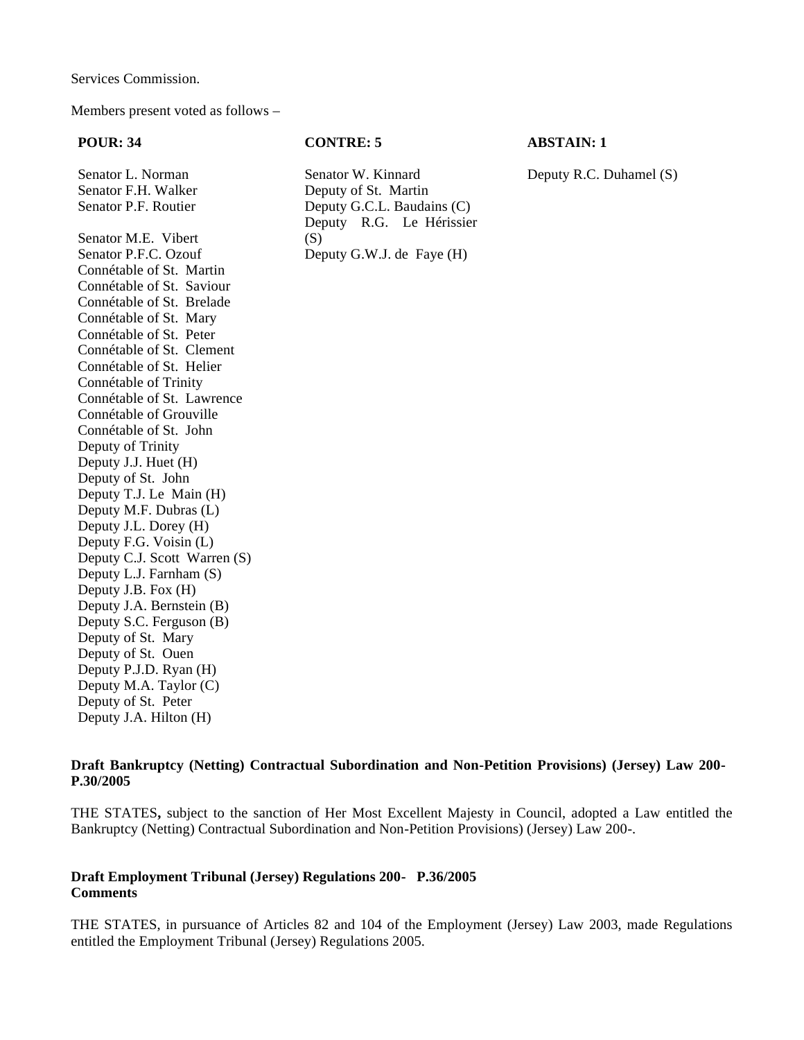Services Commission.

Members present voted as follows –

| POUR: 34 | CONTRE: 5 | ABSTAIN: 1 |
|---|---|---|
| Senator L. Norman | Senator W. Kinnard | Deputy R.C. Duhamel (S) |
| Senator F.H. Walker | Deputy of St. Martin | |
| Senator P.F. Routier | Deputy G.C.L. Baudains (C) | |
| Senator M.E. Vibert | Deputy R.G. Le Hérissier (S) | |
| Senator P.F.C. Ozouf | Deputy G.W.J. de Faye (H) | |
| Connétable of St. Martin | | |
| Connétable of St. Saviour | | |
| Connétable of St. Brelade | | |
| Connétable of St. Mary | | |
| Connétable of St. Peter | | |
| Connétable of St. Clement | | |
| Connétable of St. Helier | | |
| Connétable of Trinity | | |
| Connétable of St. Lawrence | | |
| Connétable of Grouville | | |
| Connétable of St. John | | |
| Deputy of Trinity | | |
| Deputy J.J. Huet (H) | | |
| Deputy of St. John | | |
| Deputy T.J. Le Main (H) | | |
| Deputy M.F. Dubras (L) | | |
| Deputy J.L. Dorey (H) | | |
| Deputy F.G. Voisin (L) | | |
| Deputy C.J. Scott Warren (S) | | |
| Deputy L.J. Farnham (S) | | |
| Deputy J.B. Fox (H) | | |
| Deputy J.A. Bernstein (B) | | |
| Deputy S.C. Ferguson (B) | | |
| Deputy of St. Mary | | |
| Deputy of St. Ouen | | |
| Deputy P.J.D. Ryan (H) | | |
| Deputy M.A. Taylor (C) | | |
| Deputy of St. Peter | | |
| Deputy J.A. Hilton (H) | | |

**Draft Bankruptcy (Netting) Contractual Subordination and Non-Petition Provisions) (Jersey) Law 200- P.30/2005**

THE STATES**,** subject to the sanction of Her Most Excellent Majesty in Council, adopted a Law entitled the Bankruptcy (Netting) Contractual Subordination and Non-Petition Provisions) (Jersey) Law 200-.

**Draft Employment Tribunal (Jersey) Regulations 200- P.36/2005**
**Comments**

THE STATES, in pursuance of Articles 82 and 104 of the Employment (Jersey) Law 2003, made Regulations entitled the Employment Tribunal (Jersey) Regulations 2005.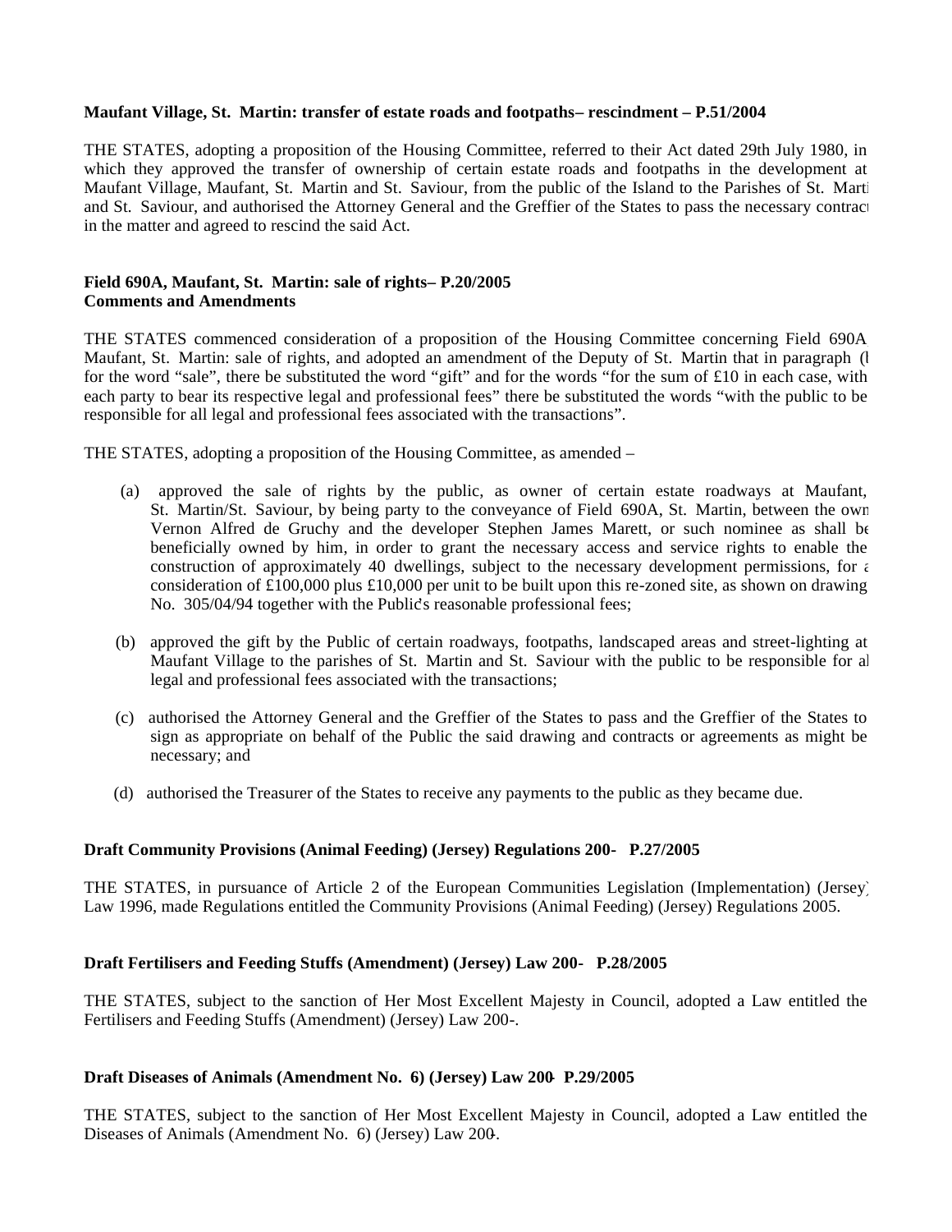**Maufant Village, St. Martin: transfer of estate roads and footpaths– rescindment – P.51/2004**

THE STATES, adopting a proposition of the Housing Committee, referred to their Act dated 29th July 1980, in which they approved the transfer of ownership of certain estate roads and footpaths in the development at Maufant Village, Maufant, St. Martin and St. Saviour, from the public of the Island to the Parishes of St. Marti and St. Saviour, and authorised the Attorney General and the Greffier of the States to pass the necessary contract in the matter and agreed to rescind the said Act.

**Field 690A, Maufant, St. Martin: sale of rights– P.20/2005**
**Comments and Amendments**

THE STATES commenced consideration of a proposition of the Housing Committee concerning Field 690A Maufant, St. Martin: sale of rights, and adopted an amendment of the Deputy of St. Martin that in paragraph (l for the word "sale", there be substituted the word "gift" and for the words "for the sum of £10 in each case, with each party to bear its respective legal and professional fees" there be substituted the words "with the public to be responsible for all legal and professional fees associated with the transactions".

THE STATES, adopting a proposition of the Housing Committee, as amended –

(a) approved the sale of rights by the public, as owner of certain estate roadways at Maufant, St. Martin/St. Saviour, by being party to the conveyance of Field 690A, St. Martin, between the own Vernon Alfred de Gruchy and the developer Stephen James Marett, or such nominee as shall be beneficially owned by him, in order to grant the necessary access and service rights to enable the construction of approximately 40 dwellings, subject to the necessary development permissions, for a consideration of £100,000 plus £10,000 per unit to be built upon this re-zoned site, as shown on drawing No. 305/04/94 together with the Public's reasonable professional fees;

(b) approved the gift by the Public of certain roadways, footpaths, landscaped areas and street-lighting at Maufant Village to the parishes of St. Martin and St. Saviour with the public to be responsible for al legal and professional fees associated with the transactions;

(c) authorised the Attorney General and the Greffier of the States to pass and the Greffier of the States to sign as appropriate on behalf of the Public the said drawing and contracts or agreements as might be necessary; and

(d) authorised the Treasurer of the States to receive any payments to the public as they became due.

**Draft Community Provisions (Animal Feeding) (Jersey) Regulations 200- P.27/2005**

THE STATES, in pursuance of Article 2 of the European Communities Legislation (Implementation) (Jersey) Law 1996, made Regulations entitled the Community Provisions (Animal Feeding) (Jersey) Regulations 2005.

**Draft Fertilisers and Feeding Stuffs (Amendment) (Jersey) Law 200- P.28/2005**

THE STATES, subject to the sanction of Her Most Excellent Majesty in Council, adopted a Law entitled the Fertilisers and Feeding Stuffs (Amendment) (Jersey) Law 200-.

**Draft Diseases of Animals (Amendment No. 6) (Jersey) Law 200- P.29/2005**

THE STATES, subject to the sanction of Her Most Excellent Majesty in Council, adopted a Law entitled the Diseases of Animals (Amendment No. 6) (Jersey) Law 200-.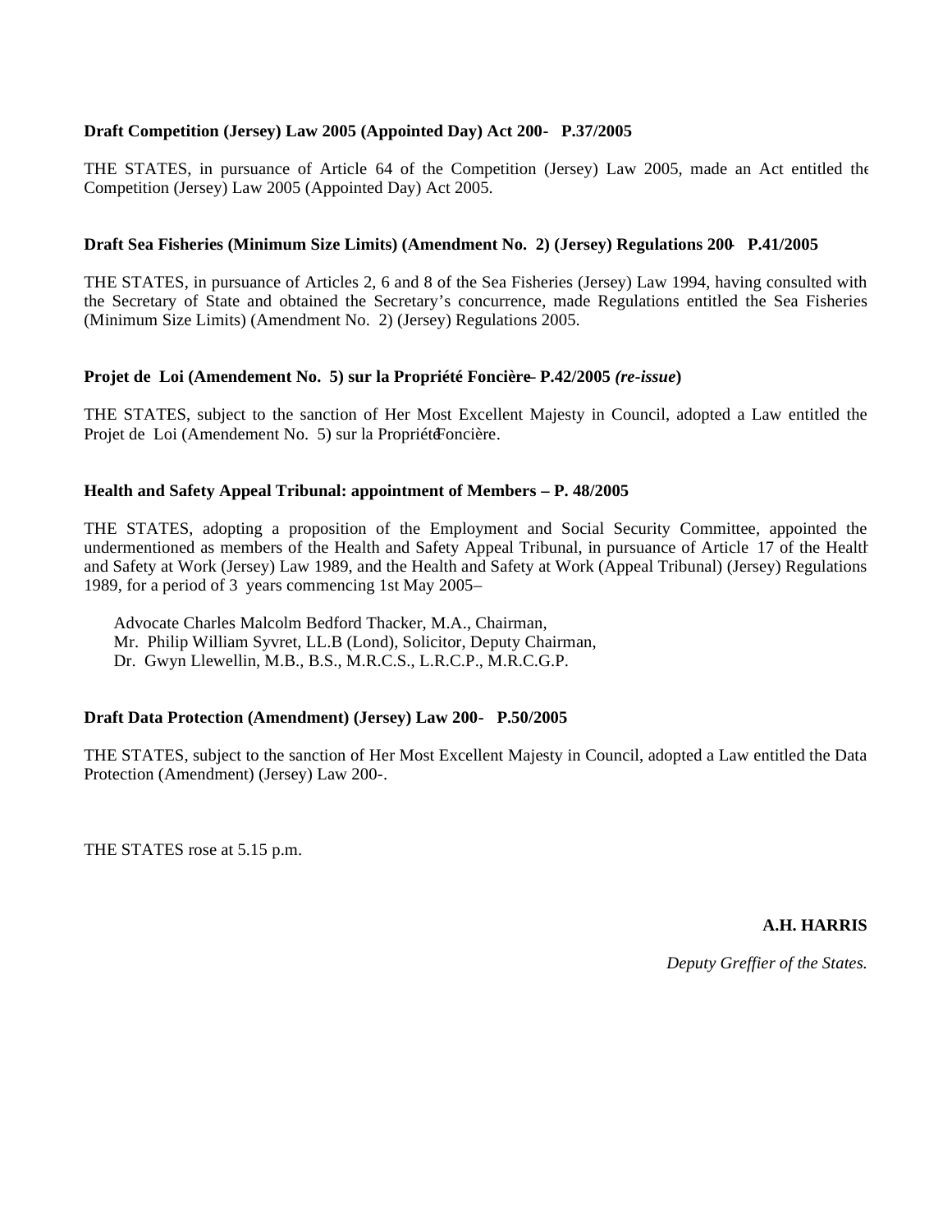**Draft Competition (Jersey) Law 2005 (Appointed Day) Act 200- P.37/2005**

THE STATES, in pursuance of Article 64 of the Competition (Jersey) Law 2005, made an Act entitled the Competition (Jersey) Law 2005 (Appointed Day) Act 2005.

**Draft Sea Fisheries (Minimum Size Limits) (Amendment No. 2) (Jersey) Regulations 200- P.41/2005**

THE STATES, in pursuance of Articles 2, 6 and 8 of the Sea Fisheries (Jersey) Law 1994, having consulted with the Secretary of State and obtained the Secretary's concurrence, made Regulations entitled the Sea Fisheries (Minimum Size Limits) (Amendment No. 2) (Jersey) Regulations 2005.

**Projet de Loi (Amendement No. 5) sur la Propriété Foncière – P.42/2005 *(re-issue)***

THE STATES, subject to the sanction of Her Most Excellent Majesty in Council, adopted a Law entitled the Projet de Loi (Amendement No. 5) sur la Propriété Foncière.

**Health and Safety Appeal Tribunal: appointment of Members – P. 48/2005**

THE STATES, adopting a proposition of the Employment and Social Security Committee, appointed the undermentioned as members of the Health and Safety Appeal Tribunal, in pursuance of Article 17 of the Health and Safety at Work (Jersey) Law 1989, and the Health and Safety at Work (Appeal Tribunal) (Jersey) Regulations 1989, for a period of 3 years commencing 1st May 2005–

Advocate Charles Malcolm Bedford Thacker, M.A., Chairman,
Mr. Philip William Syvret, LL.B (Lond), Solicitor, Deputy Chairman,
Dr. Gwyn Llewellin, M.B., B.S., M.R.C.S., L.R.C.P., M.R.C.G.P.

**Draft Data Protection (Amendment) (Jersey) Law 200- P.50/2005**

THE STATES, subject to the sanction of Her Most Excellent Majesty in Council, adopted a Law entitled the Data Protection (Amendment) (Jersey) Law 200-.

THE STATES rose at 5.15 p.m.

**A.H. HARRIS**

*Deputy Greffier of the States.*